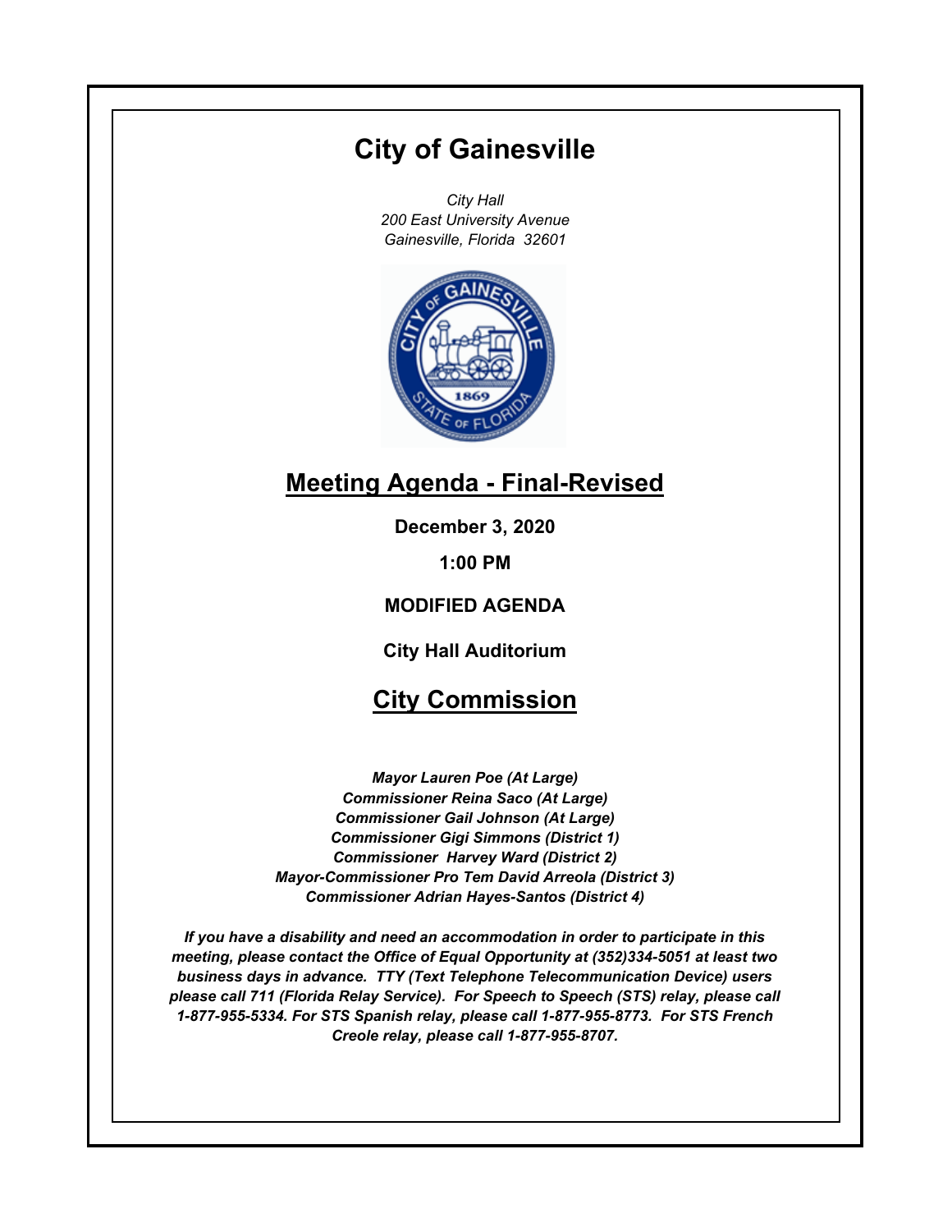# City of Gainesville

*City Hall*
*200 East University Avenue*
*Gainesville, Florida 32601*

## Meeting Agenda - Final-Revised

**December 3, 2020**

**1:00 PM**

**MODIFIED AGENDA**

**City Hall Auditorium**

## City Commission

***Mayor Lauren Poe (At Large)***
***Commissioner Reina Saco (At Large)***
***Commissioner Gail Johnson (At Large)***
***Commissioner Gigi Simmons (District 1)***
***Commissioner Harvey Ward (District 2)***
***Mayor-Commissioner Pro Tem David Arreola (District 3)***
***Commissioner Adrian Hayes-Santos (District 4)***

***If you have a disability and need an accommodation in order to participate in this meeting, please contact the Office of Equal Opportunity at (352)334-5051 at least two business days in advance. TTY (Text Telephone Telecommunication Device) users please call 711 (Florida Relay Service). For Speech to Speech (STS) relay, please call 1-877-955-5334. For STS Spanish relay, please call 1-877-955-8773. For STS French Creole relay, please call 1-877-955-8707.***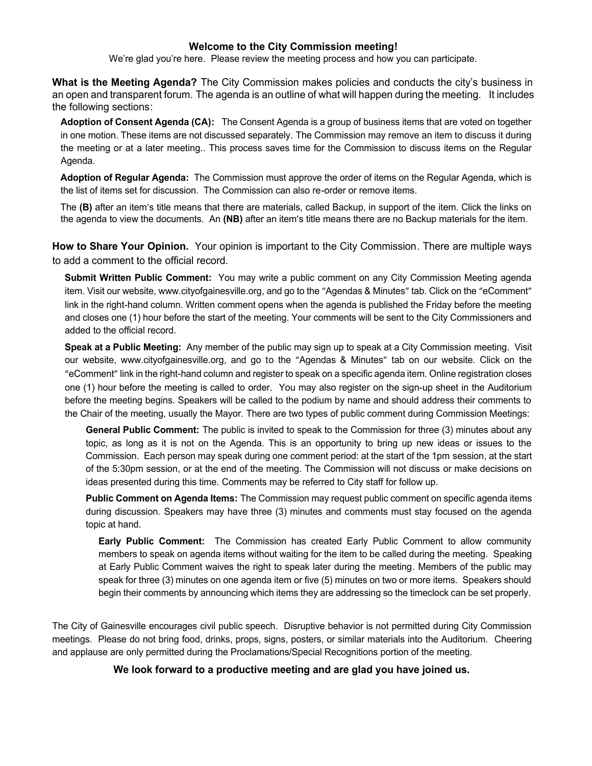**Welcome to the City Commission meeting!**

We're glad you're here. Please review the meeting process and how you can participate.

**What is the Meeting Agenda?** The City Commission makes policies and conducts the city's business in an open and transparent forum. The agenda is an outline of what will happen during the meeting. It includes the following sections:

**Adoption of Consent Agenda (CA):** The Consent Agenda is a group of business items that are voted on together in one motion. These items are not discussed separately. The Commission may remove an item to discuss it during the meeting or at a later meeting.. This process saves time for the Commission to discuss items on the Regular Agenda.

**Adoption of Regular Agenda:** The Commission must approve the order of items on the Regular Agenda, which is the list of items set for discussion. The Commission can also re-order or remove items.

The **(B)** after an item's title means that there are materials, called Backup, in support of the item. Click the links on the agenda to view the documents. An **(NB)** after an item's title means there are no Backup materials for the item.

**How to Share Your Opinion.** Your opinion is important to the City Commission. There are multiple ways to add a comment to the official record.

**Submit Written Public Comment:** You may write a public comment on any City Commission Meeting agenda item. Visit our website, www.cityofgainesville.org, and go to the "Agendas & Minutes" tab. Click on the "eComment" link in the right-hand column. Written comment opens when the agenda is published the Friday before the meeting and closes one (1) hour before the start of the meeting. Your comments will be sent to the City Commissioners and added to the official record.

**Speak at a Public Meeting:** Any member of the public may sign up to speak at a City Commission meeting. Visit our website, www.cityofgainesville.org, and go to the "Agendas & Minutes" tab on our website. Click on the "eComment" link in the right-hand column and register to speak on a specific agenda item. Online registration closes one (1) hour before the meeting is called to order. You may also register on the sign-up sheet in the Auditorium before the meeting begins. Speakers will be called to the podium by name and should address their comments to the Chair of the meeting, usually the Mayor. There are two types of public comment during Commission Meetings:

**General Public Comment:** The public is invited to speak to the Commission for three (3) minutes about any topic, as long as it is not on the Agenda. This is an opportunity to bring up new ideas or issues to the Commission. Each person may speak during one comment period: at the start of the 1pm session, at the start of the 5:30pm session, or at the end of the meeting. The Commission will not discuss or make decisions on ideas presented during this time. Comments may be referred to City staff for follow up.

**Public Comment on Agenda Items:** The Commission may request public comment on specific agenda items during discussion. Speakers may have three (3) minutes and comments must stay focused on the agenda topic at hand.

**Early Public Comment:** The Commission has created Early Public Comment to allow community members to speak on agenda items without waiting for the item to be called during the meeting. Speaking at Early Public Comment waives the right to speak later during the meeting. Members of the public may speak for three (3) minutes on one agenda item or five (5) minutes on two or more items. Speakers should begin their comments by announcing which items they are addressing so the timeclock can be set properly.

The City of Gainesville encourages civil public speech. Disruptive behavior is not permitted during City Commission meetings. Please do not bring food, drinks, props, signs, posters, or similar materials into the Auditorium. Cheering and applause are only permitted during the Proclamations/Special Recognitions portion of the meeting.

**We look forward to a productive meeting and are glad you have joined us.**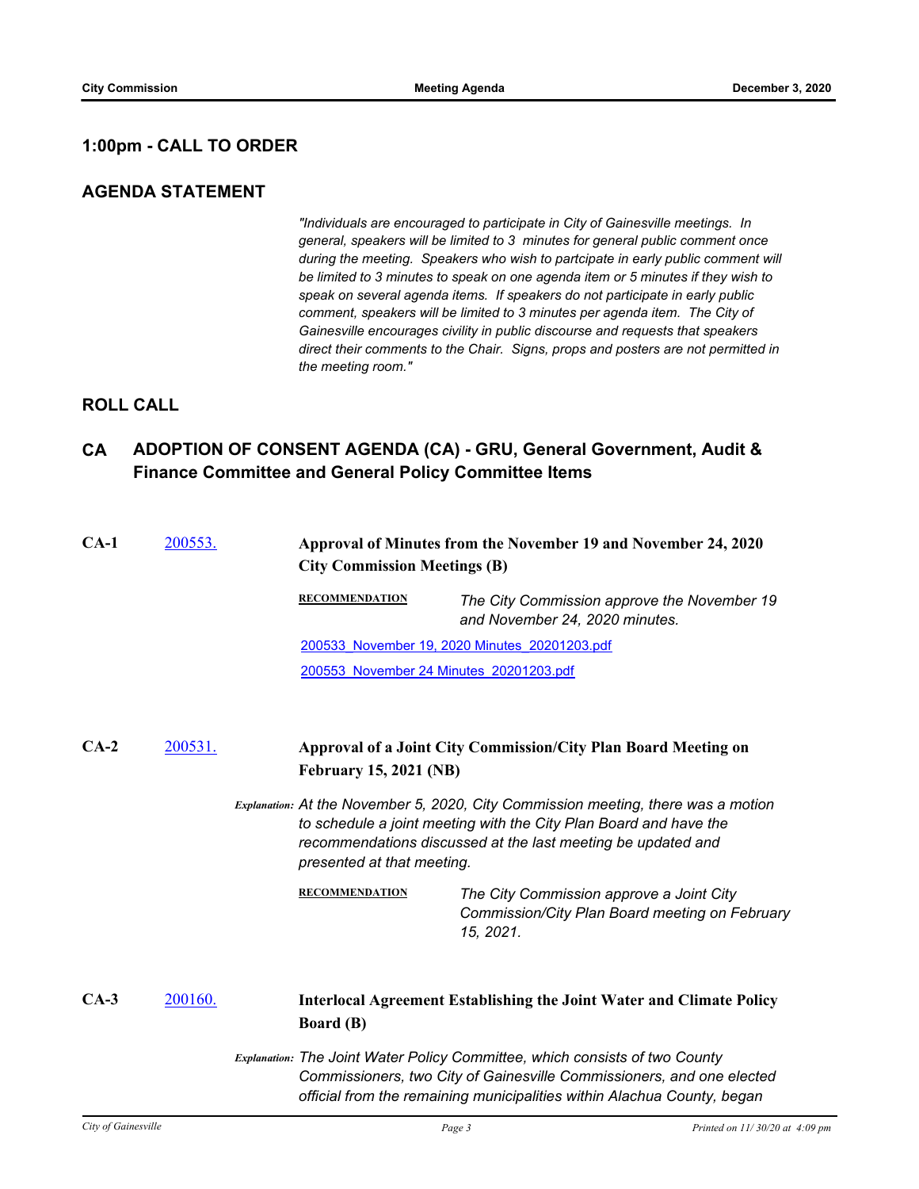## 1:00pm - CALL TO ORDER

## AGENDA STATEMENT

*"Individuals are encouraged to participate in City of Gainesville meetings. In general, speakers will be limited to 3 minutes for general public comment once during the meeting. Speakers who wish to partcipate in early public comment will be limited to 3 minutes to speak on one agenda item or 5 minutes if they wish to speak on several agenda items. If speakers do not participate in early public comment, speakers will be limited to 3 minutes per agenda item. The City of Gainesville encourages civility in public discourse and requests that speakers direct their comments to the Chair. Signs, props and posters are not permitted in the meeting room."*

## ROLL CALL

## CA ADOPTION OF CONSENT AGENDA (CA) - GRU, General Government, Audit & Finance Committee and General Policy Committee Items

**CA-1** 200553. **Approval of Minutes from the November 19 and November 24, 2020 City Commission Meetings (B)**

**RECOMMENDATION** *The City Commission approve the November 19 and November 24, 2020 minutes.*

200533_November 19, 2020 Minutes_20201203.pdf

200553_November 24 Minutes_20201203.pdf

**CA-2** 200531. **Approval of a Joint City Commission/City Plan Board Meeting on February 15, 2021 (NB)**

*Explanation:* *At the November 5, 2020, City Commission meeting, there was a motion to schedule a joint meeting with the City Plan Board and have the recommendations discussed at the last meeting be updated and presented at that meeting.*

**RECOMMENDATION** *The City Commission approve a Joint City Commission/City Plan Board meeting on February 15, 2021.*

**CA-3** 200160. **Interlocal Agreement Establishing the Joint Water and Climate Policy Board (B)**

*Explanation:* *The Joint Water Policy Committee, which consists of two County Commissioners, two City of Gainesville Commissioners, and one elected official from the remaining municipalities within Alachua County, began*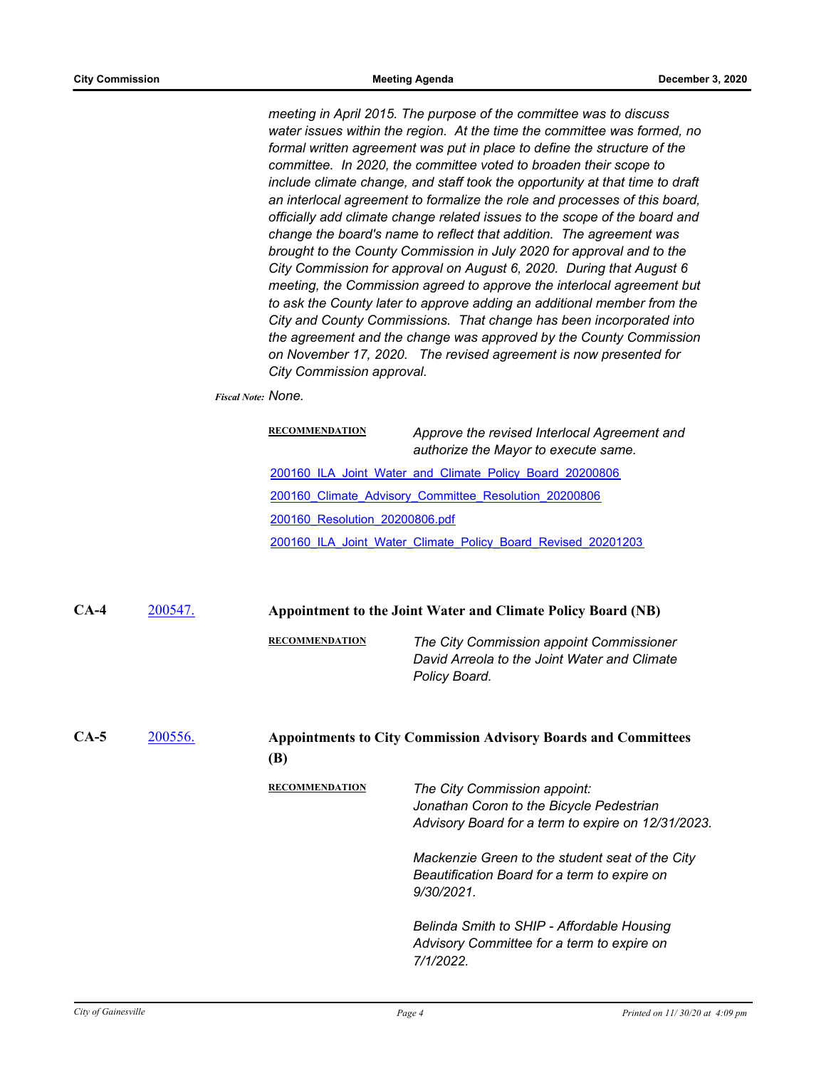*meeting in April 2015. The purpose of the committee was to discuss water issues within the region. At the time the committee was formed, no formal written agreement was put in place to define the structure of the committee. In 2020, the committee voted to broaden their scope to include climate change, and staff took the opportunity at that time to draft an interlocal agreement to formalize the role and processes of this board, officially add climate change related issues to the scope of the board and change the board's name to reflect that addition. The agreement was brought to the County Commission in July 2020 for approval and to the City Commission for approval on August 6, 2020. During that August 6 meeting, the Commission agreed to approve the interlocal agreement but to ask the County later to approve adding an additional member from the City and County Commissions. That change has been incorporated into the agreement and the change was approved by the County Commission on November 17, 2020. The revised agreement is now presented for City Commission approval.*

***Fiscal Note:*** *None.*

**RECOMMENDATION** *Approve the revised Interlocal Agreement and authorize the Mayor to execute same.*

200160_ILA_Joint_Water_and_Climate_Policy_Board_20200806

200160_Climate_Advisory_Committee_Resolution_20200806

200160_Resolution_20200806.pdf

200160_ILA_Joint_Water_Climate_Policy_Board_Revised_20201203

**CA-4** 200547. **Appointment to the Joint Water and Climate Policy Board (NB)**

**RECOMMENDATION** *The City Commission appoint Commissioner David Arreola to the Joint Water and Climate Policy Board.*

**CA-5** 200556. **Appointments to City Commission Advisory Boards and Committees (B)**

**RECOMMENDATION** *The City Commission appoint:*
*Jonathan Coron to the Bicycle Pedestrian Advisory Board for a term to expire on 12/31/2023.*

*Mackenzie Green to the student seat of the City Beautification Board for a term to expire on 9/30/2021.*

*Belinda Smith to SHIP - Affordable Housing Advisory Committee for a term to expire on 7/1/2022.*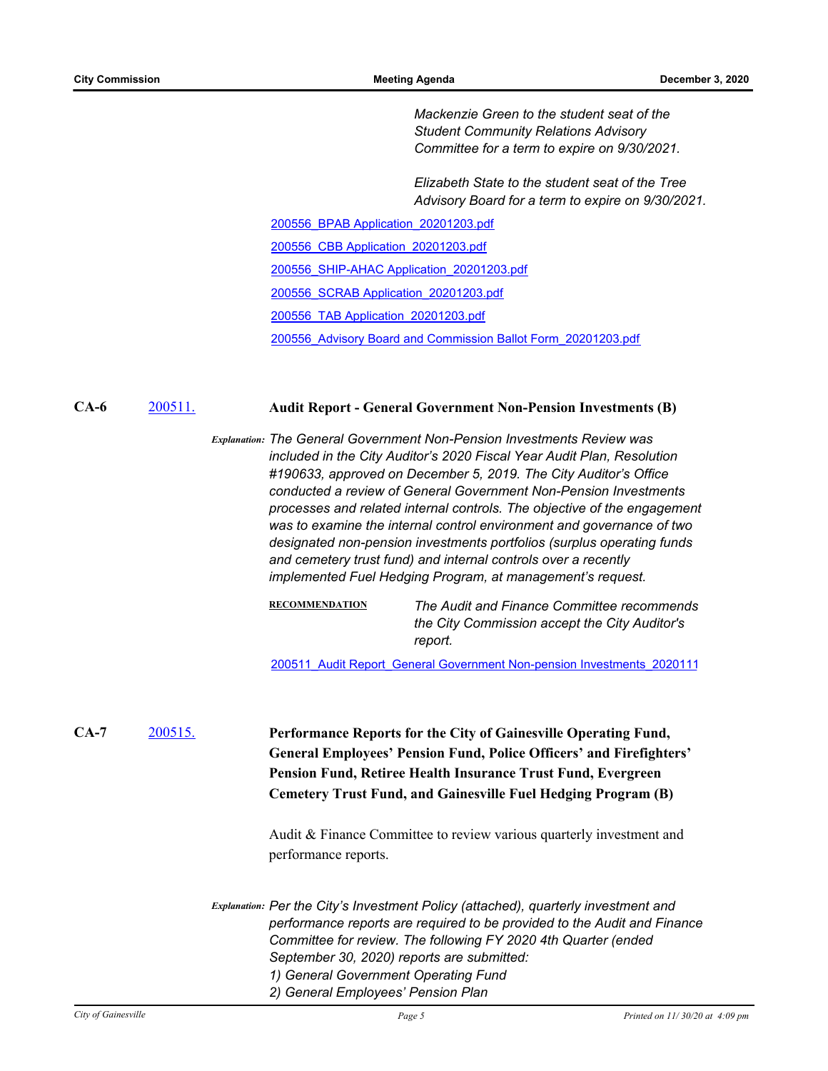*Mackenzie Green to the student seat of the Student Community Relations Advisory Committee for a term to expire on 9/30/2021.*

*Elizabeth State to the student seat of the Tree Advisory Board for a term to expire on 9/30/2021.*

200556_BPAB Application_20201203.pdf

200556_CBB Application_20201203.pdf

200556_SHIP-AHAC Application_20201203.pdf

200556_SCRAB Application_20201203.pdf

200556_TAB Application_20201203.pdf

200556_Advisory Board and Commission Ballot Form_20201203.pdf

**CA-6** 200511. **Audit Report - General Government Non-Pension Investments (B)**

***Explanation:*** *The General Government Non-Pension Investments Review was included in the City Auditor's 2020 Fiscal Year Audit Plan, Resolution #190633, approved on December 5, 2019. The City Auditor's Office conducted a review of General Government Non-Pension Investments processes and related internal controls. The objective of the engagement was to examine the internal control environment and governance of two designated non-pension investments portfolios (surplus operating funds and cemetery trust fund) and internal controls over a recently implemented Fuel Hedging Program, at management's request.*

**RECOMMENDATION** *The Audit and Finance Committee recommends the City Commission accept the City Auditor's report.*

200511_Audit Report_General Government Non-pension Investments_2020111

**CA-7** 200515. **Performance Reports for the City of Gainesville Operating Fund, General Employees' Pension Fund, Police Officers' and Firefighters' Pension Fund, Retiree Health Insurance Trust Fund, Evergreen Cemetery Trust Fund, and Gainesville Fuel Hedging Program (B)**

Audit & Finance Committee to review various quarterly investment and performance reports.

***Explanation:*** *Per the City's Investment Policy (attached), quarterly investment and performance reports are required to be provided to the Audit and Finance Committee for review. The following FY 2020 4th Quarter (ended September 30, 2020) reports are submitted:*
*1) General Government Operating Fund*
*2) General Employees' Pension Plan*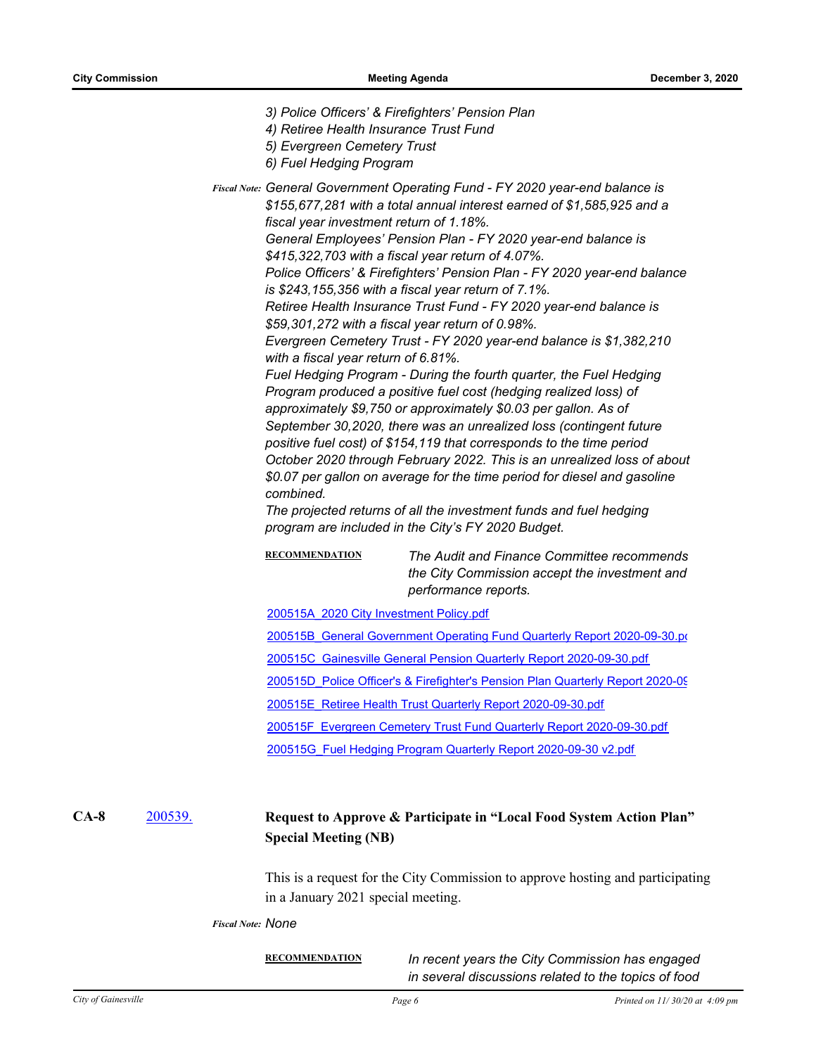*3) Police Officers' & Firefighters' Pension Plan*
*4) Retiree Health Insurance Trust Fund*
*5) Evergreen Cemetery Trust*
*6) Fuel Hedging Program*

**Fiscal Note:** *General Government Operating Fund - FY 2020 year-end balance is $155,677,281 with a total annual interest earned of $1,585,925 and a fiscal year investment return of 1.18%.*
*General Employees' Pension Plan - FY 2020 year-end balance is $415,322,703 with a fiscal year return of 4.07%.*
*Police Officers' & Firefighters' Pension Plan - FY 2020 year-end balance is $243,155,356 with a fiscal year return of 7.1%.*
*Retiree Health Insurance Trust Fund - FY 2020 year-end balance is $59,301,272 with a fiscal year return of 0.98%.*
*Evergreen Cemetery Trust - FY 2020 year-end balance is $1,382,210 with a fiscal year return of 6.81%.*
*Fuel Hedging Program - During the fourth quarter, the Fuel Hedging Program produced a positive fuel cost (hedging realized loss) of approximately $9,750 or approximately $0.03 per gallon. As of September 30,2020, there was an unrealized loss (contingent future positive fuel cost) of $154,119 that corresponds to the time period October 2020 through February 2022. This is an unrealized loss of about $0.07 per gallon on average for the time period for diesel and gasoline combined.*
*The projected returns of all the investment funds and fuel hedging program are included in the City's FY 2020 Budget.*

**RECOMMENDATION** *The Audit and Finance Committee recommends the City Commission accept the investment and performance reports.*

200515A_2020 City Investment Policy.pdf

200515B_General Government Operating Fund Quarterly Report 2020-09-30.pd

200515C_Gainesville General Pension Quarterly Report 2020-09-30.pdf

200515D_Police Officer's & Firefighter's Pension Plan Quarterly Report 2020-09

200515E_Retiree Health Trust Quarterly Report 2020-09-30.pdf

200515F_Evergreen Cemetery Trust Fund Quarterly Report 2020-09-30.pdf

200515G_Fuel Hedging Program Quarterly Report 2020-09-30 v2.pdf

**CA-8** 200539. **Request to Approve & Participate in "Local Food System Action Plan" Special Meeting (NB)**

This is a request for the City Commission to approve hosting and participating in a January 2021 special meeting.

**Fiscal Note:** *None*

**RECOMMENDATION** *In recent years the City Commission has engaged in several discussions related to the topics of food*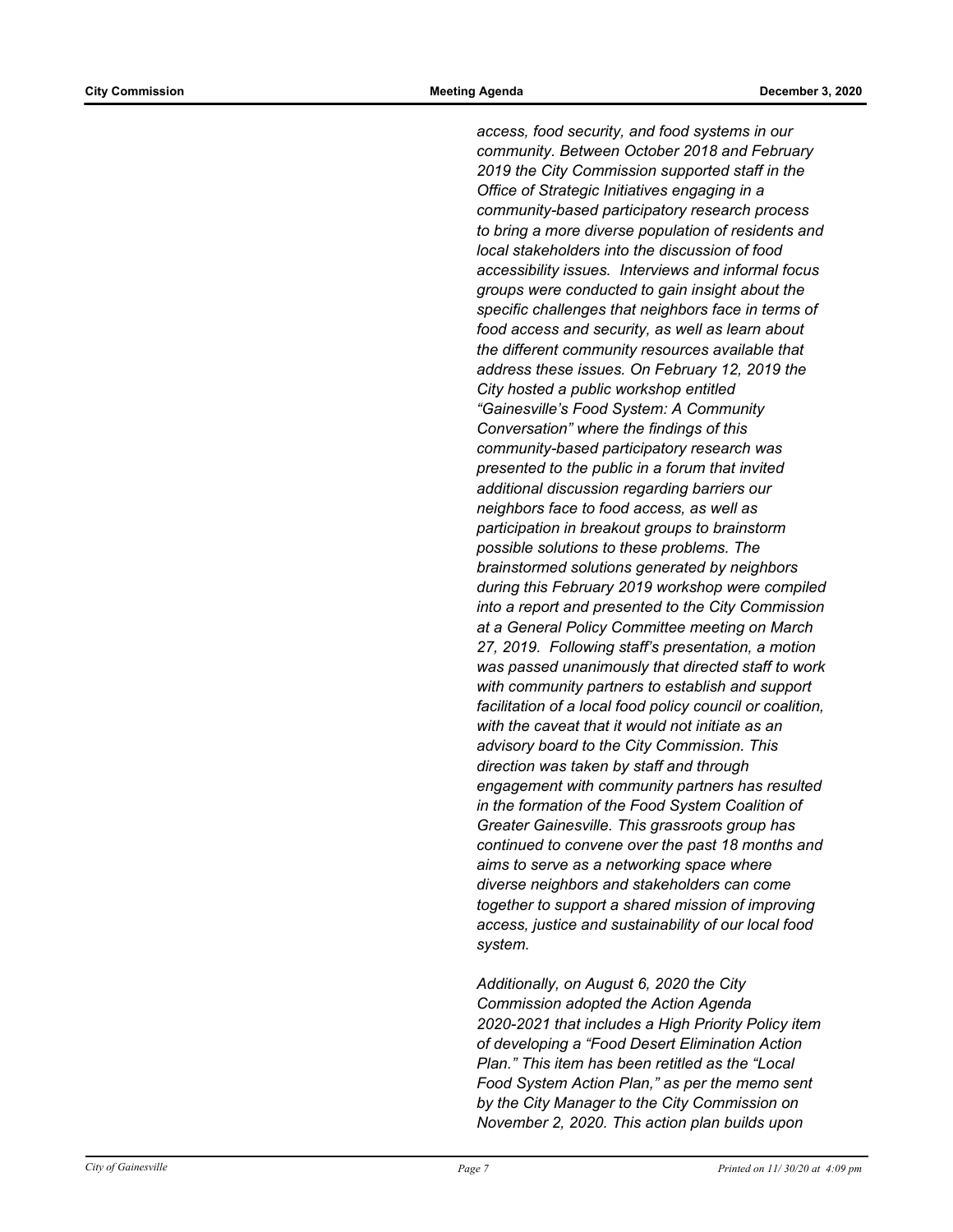*access, food security, and food systems in our community. Between October 2018 and February 2019 the City Commission supported staff in the Office of Strategic Initiatives engaging in a community-based participatory research process to bring a more diverse population of residents and local stakeholders into the discussion of food accessibility issues. Interviews and informal focus groups were conducted to gain insight about the specific challenges that neighbors face in terms of food access and security, as well as learn about the different community resources available that address these issues. On February 12, 2019 the City hosted a public workshop entitled "Gainesville's Food System: A Community Conversation" where the findings of this community-based participatory research was presented to the public in a forum that invited additional discussion regarding barriers our neighbors face to food access, as well as participation in breakout groups to brainstorm possible solutions to these problems. The brainstormed solutions generated by neighbors during this February 2019 workshop were compiled into a report and presented to the City Commission at a General Policy Committee meeting on March 27, 2019. Following staff's presentation, a motion was passed unanimously that directed staff to work with community partners to establish and support facilitation of a local food policy council or coalition, with the caveat that it would not initiate as an advisory board to the City Commission. This direction was taken by staff and through engagement with community partners has resulted in the formation of the Food System Coalition of Greater Gainesville. This grassroots group has continued to convene over the past 18 months and aims to serve as a networking space where diverse neighbors and stakeholders can come together to support a shared mission of improving access, justice and sustainability of our local food system.*

*Additionally, on August 6, 2020 the City Commission adopted the Action Agenda 2020-2021 that includes a High Priority Policy item of developing a "Food Desert Elimination Action Plan." This item has been retitled as the "Local Food System Action Plan," as per the memo sent by the City Manager to the City Commission on November 2, 2020. This action plan builds upon*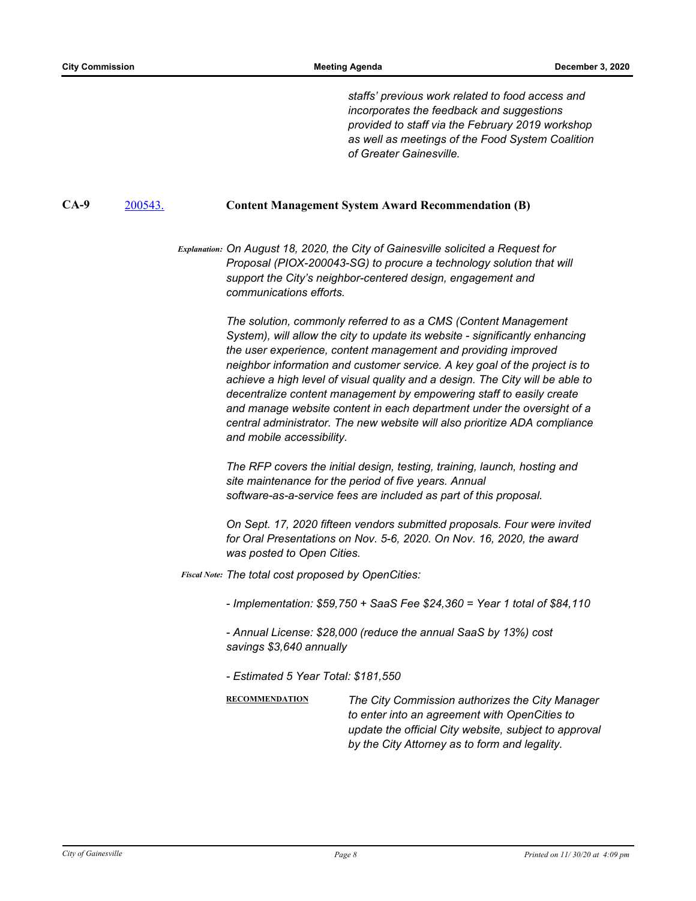*staffs' previous work related to food access and incorporates the feedback and suggestions provided to staff via the February 2019 workshop as well as meetings of the Food System Coalition of Greater Gainesville.*

**CA-9** [200543.](200543.) **Content Management System Award Recommendation (B)**

***Explanation:*** *On August 18, 2020, the City of Gainesville solicited a Request for Proposal (PIOX-200043-SG) to procure a technology solution that will support the City's neighbor-centered design, engagement and communications efforts.*

*The solution, commonly referred to as a CMS (Content Management System), will allow the city to update its website - significantly enhancing the user experience, content management and providing improved neighbor information and customer service. A key goal of the project is to achieve a high level of visual quality and a design. The City will be able to decentralize content management by empowering staff to easily create and manage website content in each department under the oversight of a central administrator. The new website will also prioritize ADA compliance and mobile accessibility.*

*The RFP covers the initial design, testing, training, launch, hosting and site maintenance for the period of five years. Annual software-as-a-service fees are included as part of this proposal.*

*On Sept. 17, 2020 fifteen vendors submitted proposals. Four were invited for Oral Presentations on Nov. 5-6, 2020. On Nov. 16, 2020, the award was posted to Open Cities.*

***Fiscal Note:*** *The total cost proposed by OpenCities:*

*- Implementation: $59,750 + SaaS Fee $24,360 = Year 1 total of $84,110*

*- Annual License: $28,000 (reduce the annual SaaS by 13%) cost savings $3,640 annually*

*- Estimated 5 Year Total: $181,550*

**RECOMMENDATION** *The City Commission authorizes the City Manager to enter into an agreement with OpenCities to update the official City website, subject to approval by the City Attorney as to form and legality.*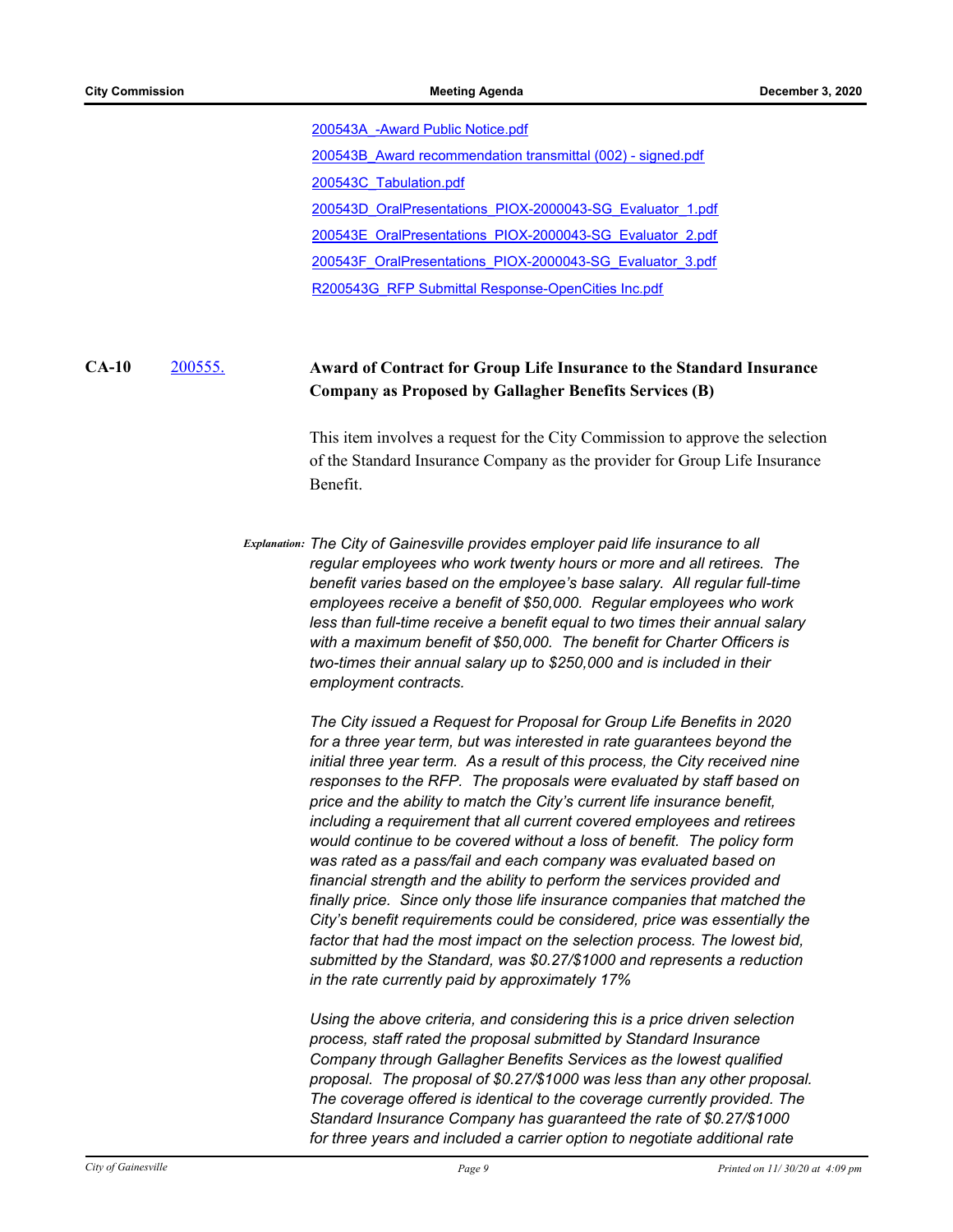[200543A\_-Award Public Notice.pdf]

[200543B\_Award recommendation transmittal (002) - signed.pdf]

[200543C\_Tabulation.pdf]

[200543D\_OralPresentations\_PIOX-2000043-SG\_Evaluator\_1.pdf]

[200543E\_OralPresentations\_PIOX-2000043-SG\_Evaluator\_2.pdf]

[200543F\_OralPresentations\_PIOX-2000043-SG\_Evaluator\_3.pdf]

[R200543G\_RFP Submittal Response-OpenCities Inc.pdf]

**CA-10** 200555. **Award of Contract for Group Life Insurance to the Standard Insurance Company as Proposed by Gallagher Benefits Services (B)**

This item involves a request for the City Commission to approve the selection of the Standard Insurance Company as the provider for Group Life Insurance Benefit.

*Explanation:* *The City of Gainesville provides employer paid life insurance to all regular employees who work twenty hours or more and all retirees. The benefit varies based on the employee's base salary. All regular full-time employees receive a benefit of $50,000. Regular employees who work less than full-time receive a benefit equal to two times their annual salary with a maximum benefit of $50,000. The benefit for Charter Officers is two-times their annual salary up to $250,000 and is included in their employment contracts.*

*The City issued a Request for Proposal for Group Life Benefits in 2020 for a three year term, but was interested in rate guarantees beyond the initial three year term. As a result of this process, the City received nine responses to the RFP. The proposals were evaluated by staff based on price and the ability to match the City's current life insurance benefit, including a requirement that all current covered employees and retirees would continue to be covered without a loss of benefit. The policy form was rated as a pass/fail and each company was evaluated based on financial strength and the ability to perform the services provided and finally price. Since only those life insurance companies that matched the City's benefit requirements could be considered, price was essentially the factor that had the most impact on the selection process. The lowest bid, submitted by the Standard, was $0.27/$1000 and represents a reduction in the rate currently paid by approximately 17%*

*Using the above criteria, and considering this is a price driven selection process, staff rated the proposal submitted by Standard Insurance Company through Gallagher Benefits Services as the lowest qualified proposal. The proposal of $0.27/$1000 was less than any other proposal. The coverage offered is identical to the coverage currently provided. The Standard Insurance Company has guaranteed the rate of $0.27/$1000 for three years and included a carrier option to negotiate additional rate*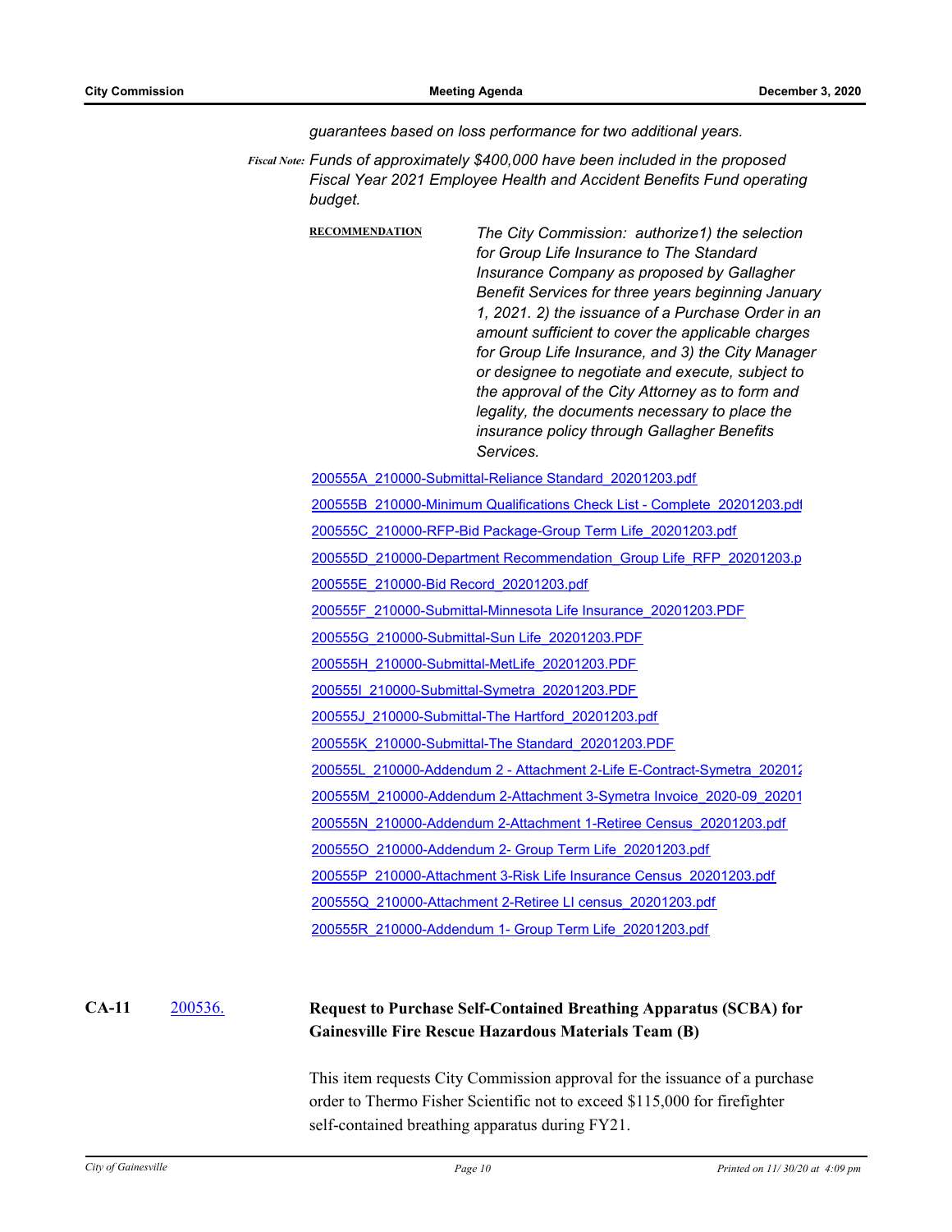*guarantees based on loss performance for two additional years.*

*Fiscal Note:* *Funds of approximately $400,000 have been included in the proposed Fiscal Year 2021 Employee Health and Accident Benefits Fund operating budget.*

**RECOMMENDATION** *The City Commission: authorize1) the selection for Group Life Insurance to The Standard Insurance Company as proposed by Gallagher Benefit Services for three years beginning January 1, 2021. 2) the issuance of a Purchase Order in an amount sufficient to cover the applicable charges for Group Life Insurance, and 3) the City Manager or designee to negotiate and execute, subject to the approval of the City Attorney as to form and legality, the documents necessary to place the insurance policy through Gallagher Benefits Services.*

200555A_210000-Submittal-Reliance Standard_20201203.pdf

200555B_210000-Minimum Qualifications Check List - Complete_20201203.pdf

200555C_210000-RFP-Bid Package-Group Term Life_20201203.pdf

200555D_210000-Department Recommendation_Group Life_RFP_20201203.p

200555E_210000-Bid Record_20201203.pdf

200555F_210000-Submittal-Minnesota Life Insurance_20201203.PDF

200555G_210000-Submittal-Sun Life_20201203.PDF

200555H_210000-Submittal-MetLife_20201203.PDF

200555I_210000-Submittal-Symetra_20201203.PDF

200555J_210000-Submittal-The Hartford_20201203.pdf

200555K_210000-Submittal-The Standard_20201203.PDF

200555L_210000-Addendum 2 - Attachment 2-Life E-Contract-Symetra_202012

200555M_210000-Addendum 2-Attachment 3-Symetra Invoice_2020-09_20201

200555N_210000-Addendum 2-Attachment 1-Retiree Census_20201203.pdf

200555O_210000-Addendum 2- Group Term Life_20201203.pdf

200555P_210000-Attachment 3-Risk Life Insurance Census_20201203.pdf

200555Q_210000-Attachment 2-Retiree LI census_20201203.pdf

200555R_210000-Addendum 1- Group Term Life_20201203.pdf

**CA-11** 200536. **Request to Purchase Self-Contained Breathing Apparatus (SCBA) for Gainesville Fire Rescue Hazardous Materials Team (B)**

This item requests City Commission approval for the issuance of a purchase order to Thermo Fisher Scientific not to exceed $115,000 for firefighter self-contained breathing apparatus during FY21.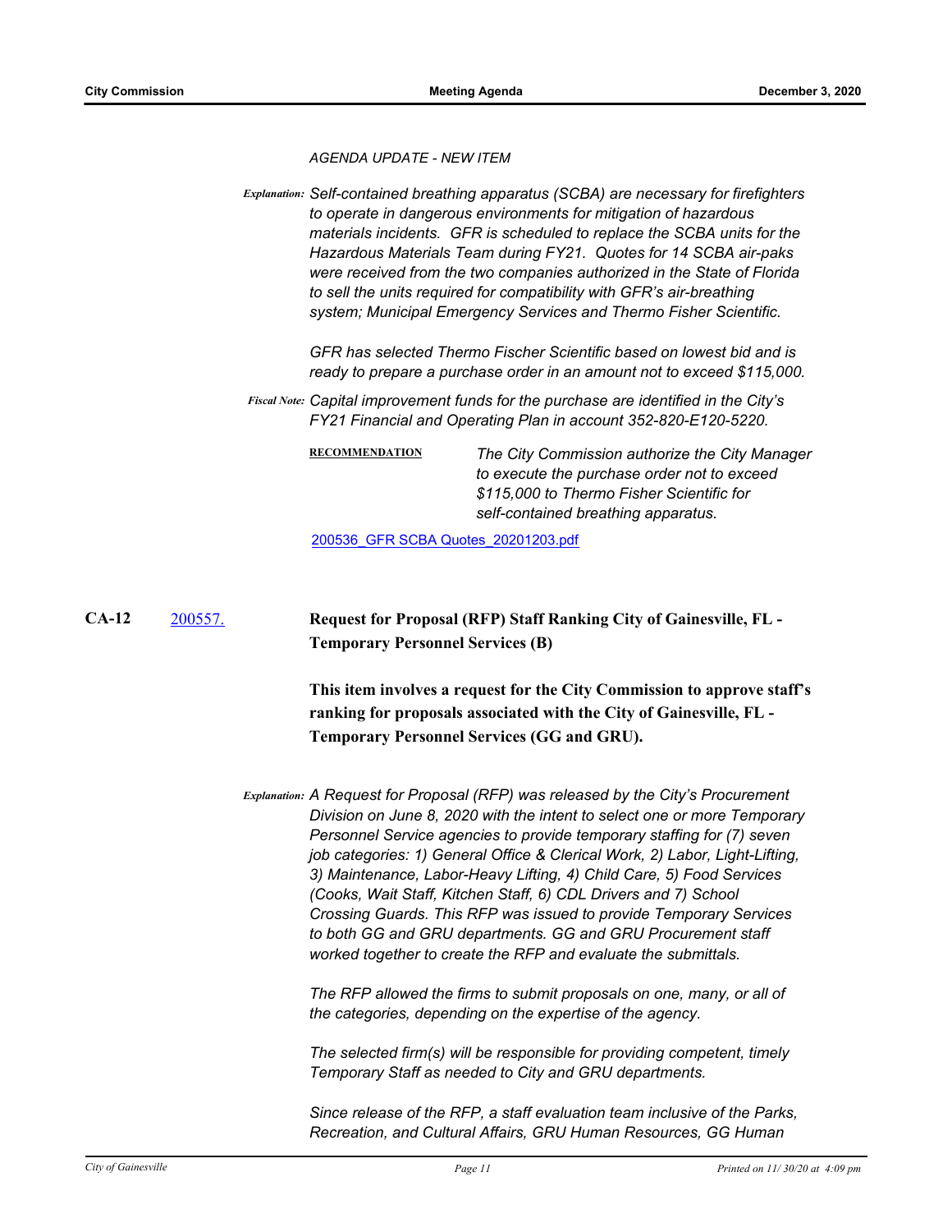*AGENDA UPDATE - NEW ITEM*

**Explanation:** *Self-contained breathing apparatus (SCBA) are necessary for firefighters to operate in dangerous environments for mitigation of hazardous materials incidents. GFR is scheduled to replace the SCBA units for the Hazardous Materials Team during FY21. Quotes for 14 SCBA air-paks were received from the two companies authorized in the State of Florida to sell the units required for compatibility with GFR's air-breathing system; Municipal Emergency Services and Thermo Fisher Scientific.*

*GFR has selected Thermo Fischer Scientific based on lowest bid and is ready to prepare a purchase order in an amount not to exceed $115,000.*

**Fiscal Note:** *Capital improvement funds for the purchase are identified in the City's FY21 Financial and Operating Plan in account 352-820-E120-5220.*

**RECOMMENDATION** *The City Commission authorize the City Manager to execute the purchase order not to exceed $115,000 to Thermo Fisher Scientific for self-contained breathing apparatus.*

200536_GFR SCBA Quotes_20201203.pdf

**CA-12** 200557. **Request for Proposal (RFP) Staff Ranking City of Gainesville, FL - Temporary Personnel Services (B)**

**This item involves a request for the City Commission to approve staff's ranking for proposals associated with the City of Gainesville, FL - Temporary Personnel Services (GG and GRU).**

**Explanation:** *A Request for Proposal (RFP) was released by the City's Procurement Division on June 8, 2020 with the intent to select one or more Temporary Personnel Service agencies to provide temporary staffing for (7) seven job categories: 1) General Office & Clerical Work, 2) Labor, Light-Lifting, 3) Maintenance, Labor-Heavy Lifting, 4) Child Care, 5) Food Services (Cooks, Wait Staff, Kitchen Staff, 6) CDL Drivers and 7) School Crossing Guards. This RFP was issued to provide Temporary Services to both GG and GRU departments. GG and GRU Procurement staff worked together to create the RFP and evaluate the submittals.*

*The RFP allowed the firms to submit proposals on one, many, or all of the categories, depending on the expertise of the agency.*

*The selected firm(s) will be responsible for providing competent, timely Temporary Staff as needed to City and GRU departments.*

*Since release of the RFP, a staff evaluation team inclusive of the Parks, Recreation, and Cultural Affairs, GRU Human Resources, GG Human*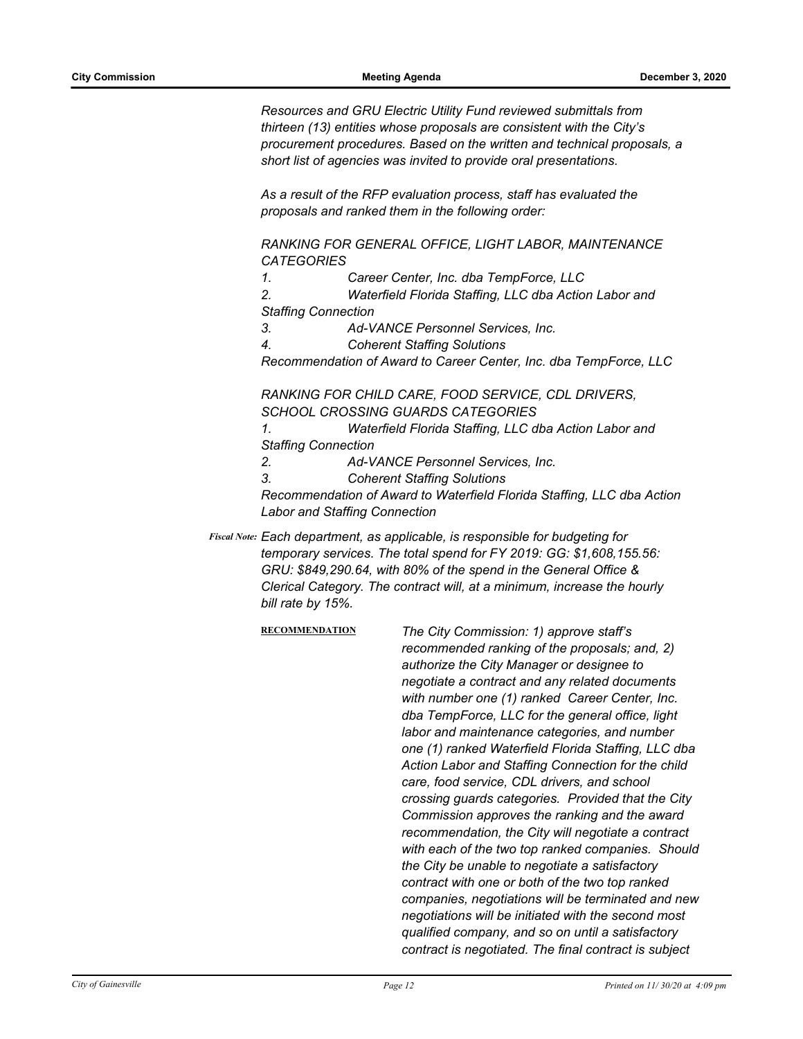*Resources and GRU Electric Utility Fund reviewed submittals from thirteen (13) entities whose proposals are consistent with the City's procurement procedures. Based on the written and technical proposals, a short list of agencies was invited to provide oral presentations.*

*As a result of the RFP evaluation process, staff has evaluated the proposals and ranked them in the following order:*

*RANKING FOR GENERAL OFFICE, LIGHT LABOR, MAINTENANCE CATEGORIES*

1. *Career Center, Inc. dba TempForce, LLC*
2. *Waterfield Florida Staffing, LLC dba Action Labor and Staffing Connection*
3. *Ad-VANCE Personnel Services, Inc.*
4. *Coherent Staffing Solutions*

*Recommendation of Award to Career Center, Inc. dba TempForce, LLC*

*RANKING FOR CHILD CARE, FOOD SERVICE, CDL DRIVERS, SCHOOL CROSSING GUARDS CATEGORIES*

1. *Waterfield Florida Staffing, LLC dba Action Labor and Staffing Connection*
2. *Ad-VANCE Personnel Services, Inc.*
3. *Coherent Staffing Solutions*

*Recommendation of Award to Waterfield Florida Staffing, LLC dba Action Labor and Staffing Connection*

*Fiscal Note:* *Each department, as applicable, is responsible for budgeting for temporary services. The total spend for FY 2019: GG: $1,608,155.56: GRU: $849,290.64, with 80% of the spend in the General Office & Clerical Category. The contract will, at a minimum, increase the hourly bill rate by 15%.*

**RECOMMENDATION**

*The City Commission: 1) approve staff's recommended ranking of the proposals; and, 2) authorize the City Manager or designee to negotiate a contract and any related documents with number one (1) ranked Career Center, Inc. dba TempForce, LLC for the general office, light labor and maintenance categories, and number one (1) ranked Waterfield Florida Staffing, LLC dba Action Labor and Staffing Connection for the child care, food service, CDL drivers, and school crossing guards categories. Provided that the City Commission approves the ranking and the award recommendation, the City will negotiate a contract with each of the two top ranked companies. Should the City be unable to negotiate a satisfactory contract with one or both of the two top ranked companies, negotiations will be terminated and new negotiations will be initiated with the second most qualified company, and so on until a satisfactory contract is negotiated. The final contract is subject*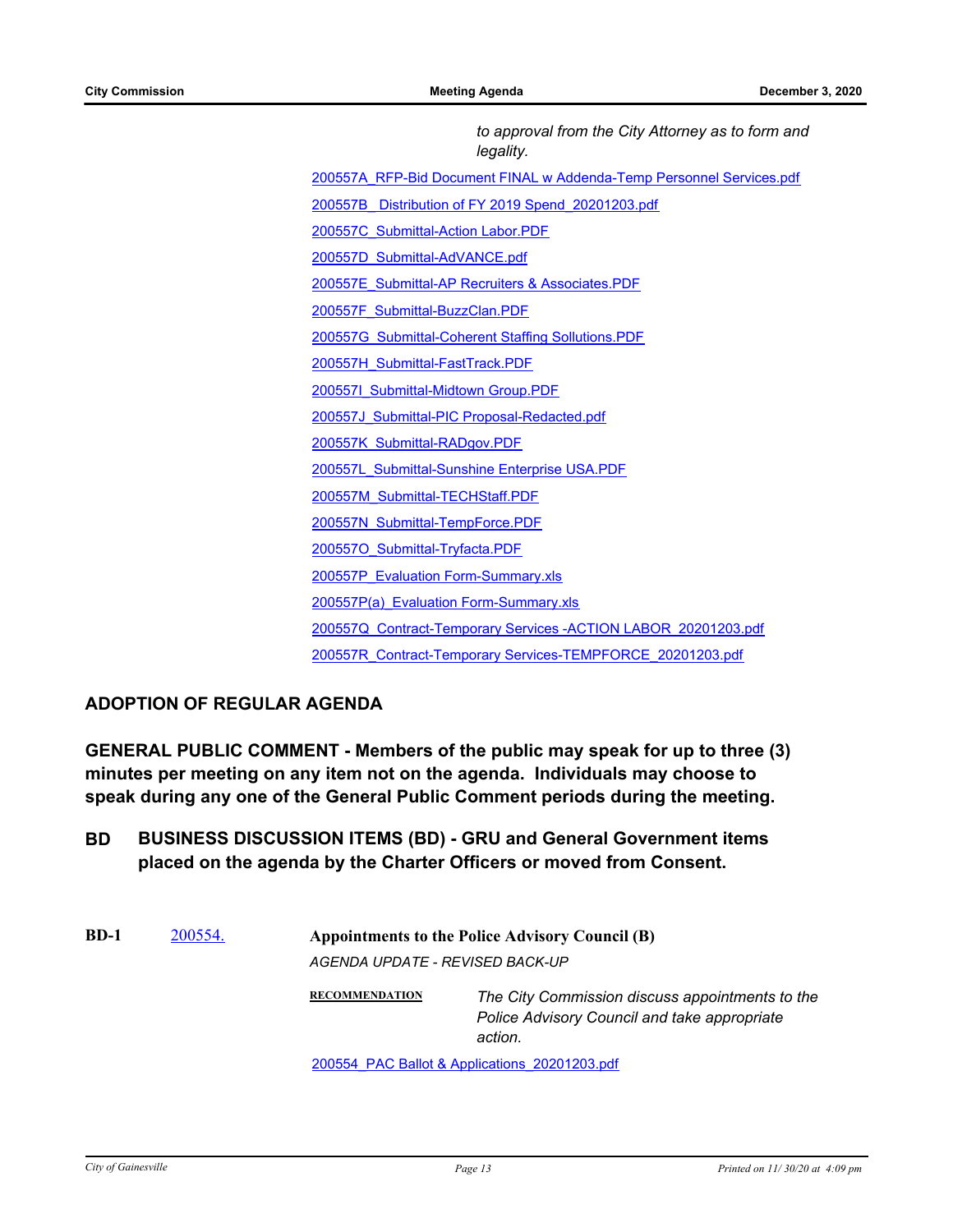*to approval from the City Attorney as to form and legality.*

200557A_RFP-Bid Document FINAL w Addenda-Temp Personnel Services.pdf

200557B_ Distribution of FY 2019 Spend_20201203.pdf

200557C_Submittal-Action Labor.PDF

200557D_Submittal-AdVANCE.pdf

200557E_Submittal-AP Recruiters & Associates.PDF

200557F_Submittal-BuzzClan.PDF

200557G_Submittal-Coherent Staffing Sollutions.PDF

200557H_Submittal-FastTrack.PDF

200557I_Submittal-Midtown Group.PDF

200557J_Submittal-PIC Proposal-Redacted.pdf

200557K_Submittal-RADgov.PDF

200557L_Submittal-Sunshine Enterprise USA.PDF

200557M_Submittal-TECHStaff.PDF

200557N_Submittal-TempForce.PDF

200557O_Submittal-Tryfacta.PDF

200557P_Evaluation Form-Summary.xls

200557P(a)_Evaluation Form-Summary.xls

200557Q_Contract-Temporary Services -ACTION LABOR_20201203.pdf

200557R_Contract-Temporary Services-TEMPFORCE_20201203.pdf

## ADOPTION OF REGULAR AGENDA

## GENERAL PUBLIC COMMENT - Members of the public may speak for up to three (3) minutes per meeting on any item not on the agenda. Individuals may choose to speak during any one of the General Public Comment periods during the meeting.

## BD BUSINESS DISCUSSION ITEMS (BD) - GRU and General Government items placed on the agenda by the Charter Officers or moved from Consent.

**BD-1** 200554. **Appointments to the Police Advisory Council (B)**

*AGENDA UPDATE - REVISED BACK-UP*

**RECOMMENDATION** *The City Commission discuss appointments to the Police Advisory Council and take appropriate action.*

200554_PAC Ballot & Applications_20201203.pdf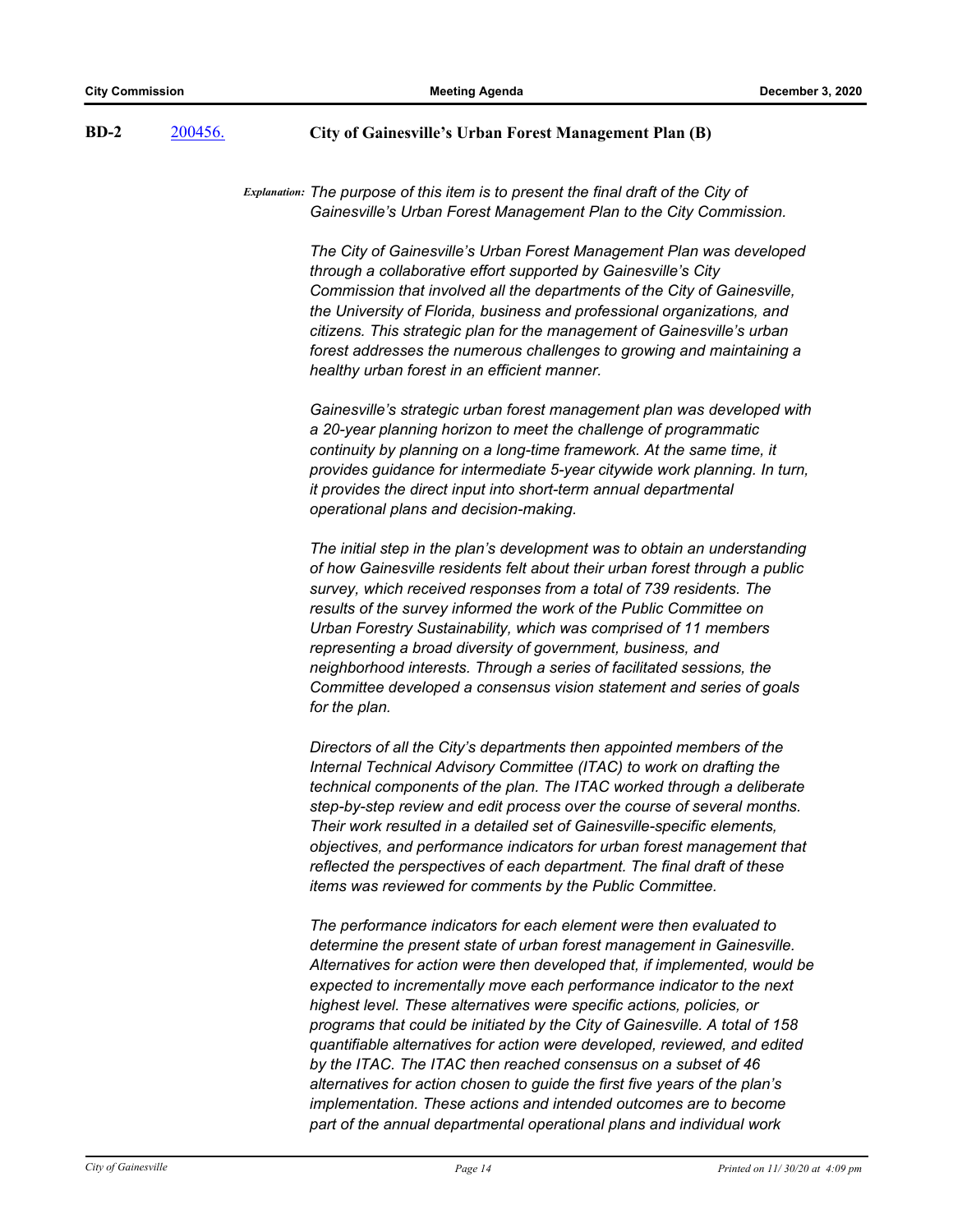**BD-2** [200456.](200456.) **City of Gainesville's Urban Forest Management Plan (B)**

***Explanation:*** *The purpose of this item is to present the final draft of the City of Gainesville's Urban Forest Management Plan to the City Commission.*

*The City of Gainesville's Urban Forest Management Plan was developed through a collaborative effort supported by Gainesville's City Commission that involved all the departments of the City of Gainesville, the University of Florida, business and professional organizations, and citizens. This strategic plan for the management of Gainesville's urban forest addresses the numerous challenges to growing and maintaining a healthy urban forest in an efficient manner.*

*Gainesville's strategic urban forest management plan was developed with a 20-year planning horizon to meet the challenge of programmatic continuity by planning on a long-time framework. At the same time, it provides guidance for intermediate 5-year citywide work planning. In turn, it provides the direct input into short-term annual departmental operational plans and decision-making.*

*The initial step in the plan's development was to obtain an understanding of how Gainesville residents felt about their urban forest through a public survey, which received responses from a total of 739 residents. The results of the survey informed the work of the Public Committee on Urban Forestry Sustainability, which was comprised of 11 members representing a broad diversity of government, business, and neighborhood interests. Through a series of facilitated sessions, the Committee developed a consensus vision statement and series of goals for the plan.*

*Directors of all the City's departments then appointed members of the Internal Technical Advisory Committee (ITAC) to work on drafting the technical components of the plan. The ITAC worked through a deliberate step-by-step review and edit process over the course of several months. Their work resulted in a detailed set of Gainesville-specific elements, objectives, and performance indicators for urban forest management that reflected the perspectives of each department. The final draft of these items was reviewed for comments by the Public Committee.*

*The performance indicators for each element were then evaluated to determine the present state of urban forest management in Gainesville. Alternatives for action were then developed that, if implemented, would be expected to incrementally move each performance indicator to the next highest level. These alternatives were specific actions, policies, or programs that could be initiated by the City of Gainesville. A total of 158 quantifiable alternatives for action were developed, reviewed, and edited by the ITAC. The ITAC then reached consensus on a subset of 46 alternatives for action chosen to guide the first five years of the plan's implementation. These actions and intended outcomes are to become part of the annual departmental operational plans and individual work*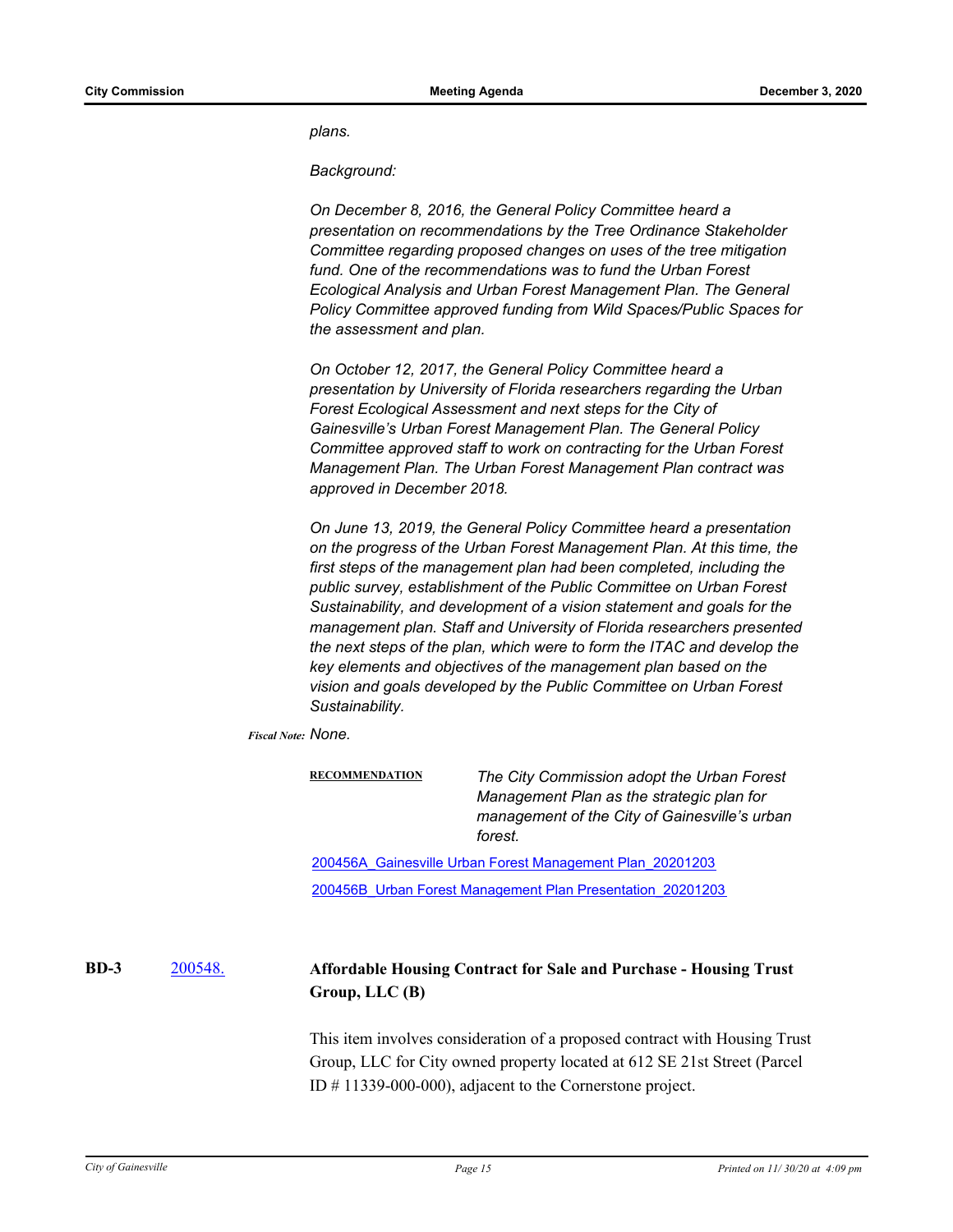*plans.*

*Background:*

*On December 8, 2016, the General Policy Committee heard a presentation on recommendations by the Tree Ordinance Stakeholder Committee regarding proposed changes on uses of the tree mitigation fund. One of the recommendations was to fund the Urban Forest Ecological Analysis and Urban Forest Management Plan. The General Policy Committee approved funding from Wild Spaces/Public Spaces for the assessment and plan.*

*On October 12, 2017, the General Policy Committee heard a presentation by University of Florida researchers regarding the Urban Forest Ecological Assessment and next steps for the City of Gainesville's Urban Forest Management Plan. The General Policy Committee approved staff to work on contracting for the Urban Forest Management Plan. The Urban Forest Management Plan contract was approved in December 2018.*

*On June 13, 2019, the General Policy Committee heard a presentation on the progress of the Urban Forest Management Plan. At this time, the first steps of the management plan had been completed, including the public survey, establishment of the Public Committee on Urban Forest Sustainability, and development of a vision statement and goals for the management plan. Staff and University of Florida researchers presented the next steps of the plan, which were to form the ITAC and develop the key elements and objectives of the management plan based on the vision and goals developed by the Public Committee on Urban Forest Sustainability.*

***Fiscal Note:*** *None.*

**RECOMMENDATION** *The City Commission adopt the Urban Forest Management Plan as the strategic plan for management of the City of Gainesville's urban forest.*

200456A_Gainesville Urban Forest Management Plan_20201203

200456B_Urban Forest Management Plan Presentation_20201203

**BD-3** 200548. **Affordable Housing Contract for Sale and Purchase - Housing Trust Group, LLC (B)**

This item involves consideration of a proposed contract with Housing Trust Group, LLC for City owned property located at 612 SE 21st Street (Parcel ID # 11339-000-000), adjacent to the Cornerstone project.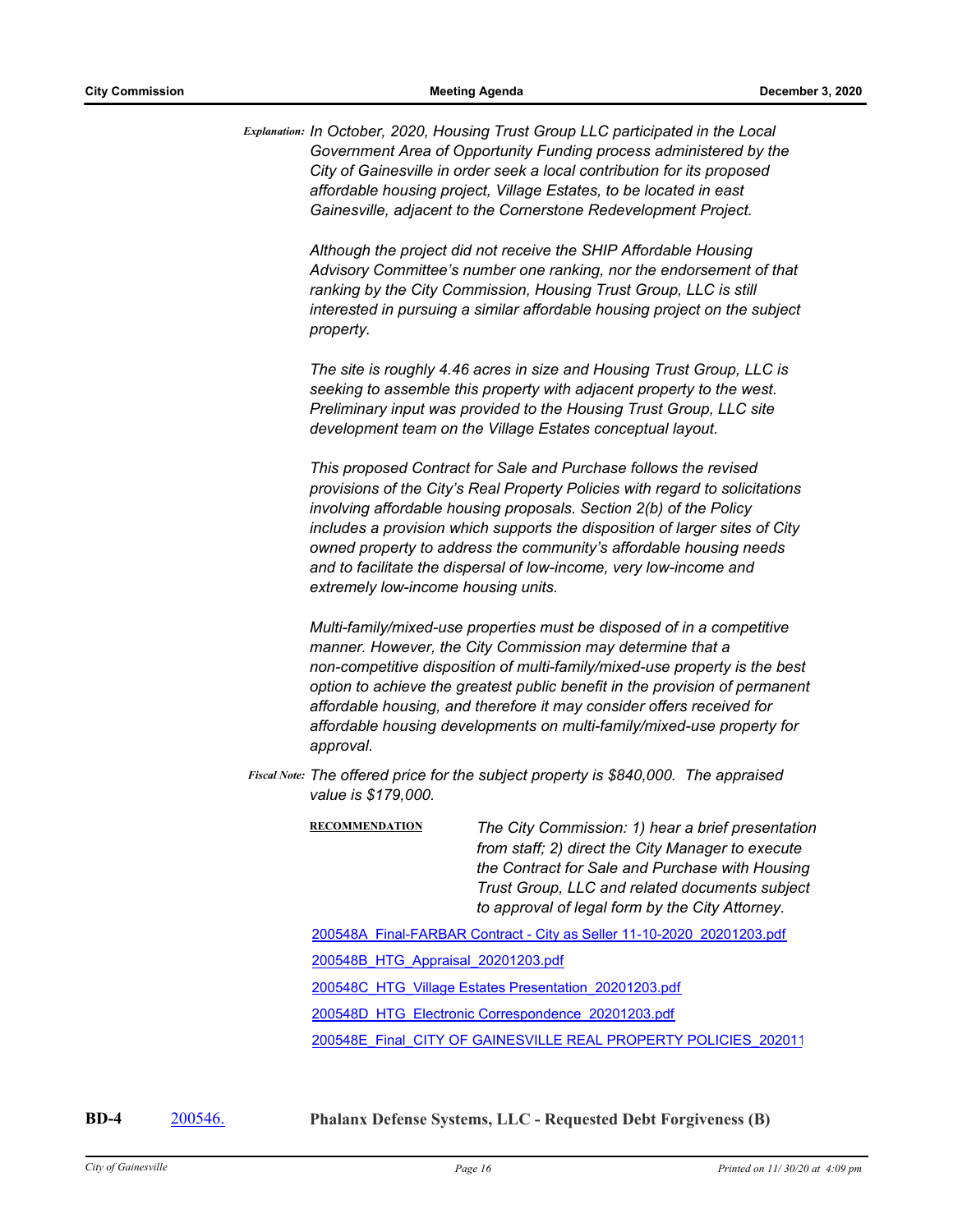*Explanation:* *In October, 2020, Housing Trust Group LLC participated in the Local Government Area of Opportunity Funding process administered by the City of Gainesville in order seek a local contribution for its proposed affordable housing project, Village Estates, to be located in east Gainesville, adjacent to the Cornerstone Redevelopment Project.*

*Although the project did not receive the SHIP Affordable Housing Advisory Committee's number one ranking, nor the endorsement of that ranking by the City Commission, Housing Trust Group, LLC is still interested in pursuing a similar affordable housing project on the subject property.*

*The site is roughly 4.46 acres in size and Housing Trust Group, LLC is seeking to assemble this property with adjacent property to the west. Preliminary input was provided to the Housing Trust Group, LLC site development team on the Village Estates conceptual layout.*

*This proposed Contract for Sale and Purchase follows the revised provisions of the City's Real Property Policies with regard to solicitations involving affordable housing proposals. Section 2(b) of the Policy includes a provision which supports the disposition of larger sites of City owned property to address the community's affordable housing needs and to facilitate the dispersal of low-income, very low-income and extremely low-income housing units.*

*Multi-family/mixed-use properties must be disposed of in a competitive manner. However, the City Commission may determine that a non-competitive disposition of multi-family/mixed-use property is the best option to achieve the greatest public benefit in the provision of permanent affordable housing, and therefore it may consider offers received for affordable housing developments on multi-family/mixed-use property for approval.*

*Fiscal Note:* *The offered price for the subject property is $840,000. The appraised value is $179,000.*

**RECOMMENDATION** *The City Commission: 1) hear a brief presentation from staff; 2) direct the City Manager to execute the Contract for Sale and Purchase with Housing Trust Group, LLC and related documents subject to approval of legal form by the City Attorney.*

200548A_Final-FARBAR Contract - City as Seller 11-10-2020_20201203.pdf

200548B_HTG_Appraisal_20201203.pdf

200548C_HTG_Village Estates Presentation_20201203.pdf

200548D_HTG_Electronic Correspondence_20201203.pdf

200548E_Final_CITY OF GAINESVILLE REAL PROPERTY POLICIES_202011

**BD-4** 200546. **Phalanx Defense Systems, LLC - Requested Debt Forgiveness (B)**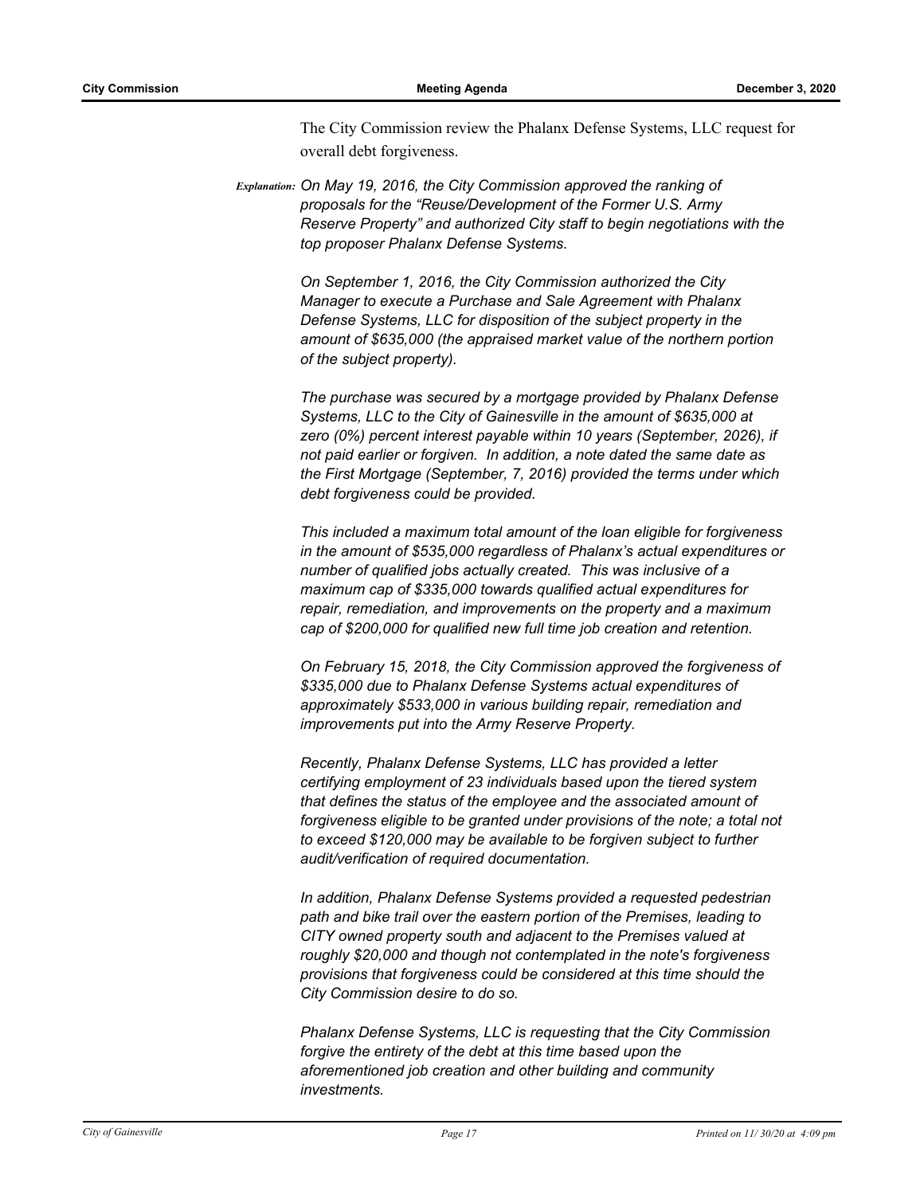The City Commission review the Phalanx Defense Systems, LLC request for overall debt forgiveness.

*Explanation:* *On May 19, 2016, the City Commission approved the ranking of proposals for the "Reuse/Development of the Former U.S. Army Reserve Property" and authorized City staff to begin negotiations with the top proposer Phalanx Defense Systems.*

*On September 1, 2016, the City Commission authorized the City Manager to execute a Purchase and Sale Agreement with Phalanx Defense Systems, LLC for disposition of the subject property in the amount of $635,000 (the appraised market value of the northern portion of the subject property).*

*The purchase was secured by a mortgage provided by Phalanx Defense Systems, LLC to the City of Gainesville in the amount of $635,000 at zero (0%) percent interest payable within 10 years (September, 2026), if not paid earlier or forgiven. In addition, a note dated the same date as the First Mortgage (September, 7, 2016) provided the terms under which debt forgiveness could be provided.*

*This included a maximum total amount of the loan eligible for forgiveness in the amount of $535,000 regardless of Phalanx's actual expenditures or number of qualified jobs actually created. This was inclusive of a maximum cap of $335,000 towards qualified actual expenditures for repair, remediation, and improvements on the property and a maximum cap of $200,000 for qualified new full time job creation and retention.*

*On February 15, 2018, the City Commission approved the forgiveness of $335,000 due to Phalanx Defense Systems actual expenditures of approximately $533,000 in various building repair, remediation and improvements put into the Army Reserve Property.*

*Recently, Phalanx Defense Systems, LLC has provided a letter certifying employment of 23 individuals based upon the tiered system that defines the status of the employee and the associated amount of forgiveness eligible to be granted under provisions of the note; a total not to exceed $120,000 may be available to be forgiven subject to further audit/verification of required documentation.*

*In addition, Phalanx Defense Systems provided a requested pedestrian path and bike trail over the eastern portion of the Premises, leading to CITY owned property south and adjacent to the Premises valued at roughly $20,000 and though not contemplated in the note's forgiveness provisions that forgiveness could be considered at this time should the City Commission desire to do so.*

*Phalanx Defense Systems, LLC is requesting that the City Commission forgive the entirety of the debt at this time based upon the aforementioned job creation and other building and community investments.*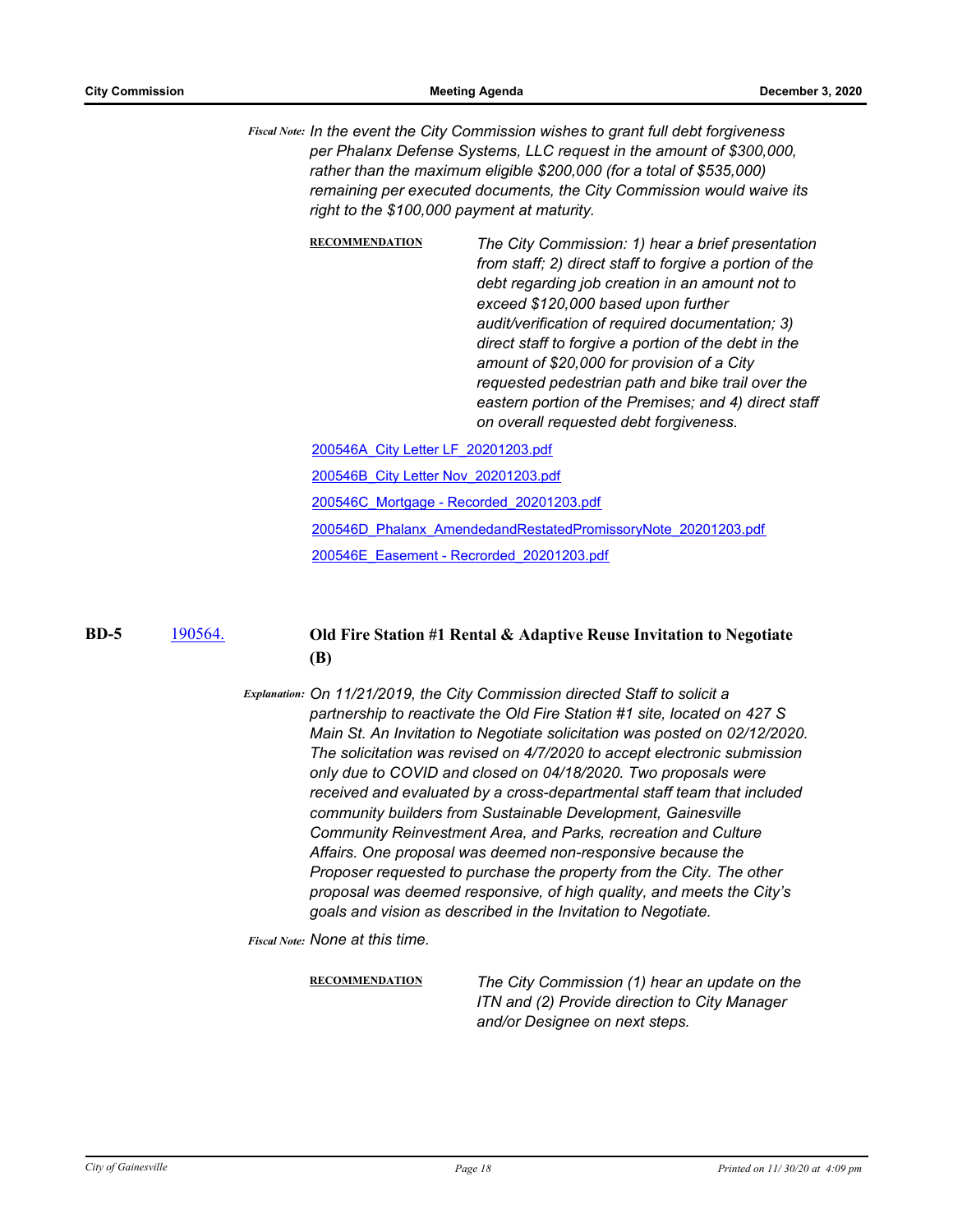*Fiscal Note:* *In the event the City Commission wishes to grant full debt forgiveness per Phalanx Defense Systems, LLC request in the amount of $300,000, rather than the maximum eligible $200,000 (for a total of $535,000) remaining per executed documents, the City Commission would waive its right to the $100,000 payment at maturity.*

**RECOMMENDATION** *The City Commission: 1) hear a brief presentation from staff; 2) direct staff to forgive a portion of the debt regarding job creation in an amount not to exceed $120,000 based upon further audit/verification of required documentation; 3) direct staff to forgive a portion of the debt in the amount of $20,000 for provision of a City requested pedestrian path and bike trail over the eastern portion of the Premises; and 4) direct staff on overall requested debt forgiveness.*

200546A_City Letter LF_20201203.pdf

200546B_City Letter Nov_20201203.pdf

200546C_Mortgage - Recorded_20201203.pdf

200546D_Phalanx_AmendedandRestatedPromissoryNote_20201203.pdf

200546E_Easement - Recrorded_20201203.pdf

**BD-5** 190564. **Old Fire Station #1 Rental & Adaptive Reuse Invitation to Negotiate (B)**

*Explanation:* *On 11/21/2019, the City Commission directed Staff to solicit a partnership to reactivate the Old Fire Station #1 site, located on 427 S Main St. An Invitation to Negotiate solicitation was posted on 02/12/2020. The solicitation was revised on 4/7/2020 to accept electronic submission only due to COVID and closed on 04/18/2020. Two proposals were received and evaluated by a cross-departmental staff team that included community builders from Sustainable Development, Gainesville Community Reinvestment Area, and Parks, recreation and Culture Affairs. One proposal was deemed non-responsive because the Proposer requested to purchase the property from the City. The other proposal was deemed responsive, of high quality, and meets the City's goals and vision as described in the Invitation to Negotiate.*

*Fiscal Note:* *None at this time.*

**RECOMMENDATION** *The City Commission (1) hear an update on the ITN and (2) Provide direction to City Manager and/or Designee on next steps.*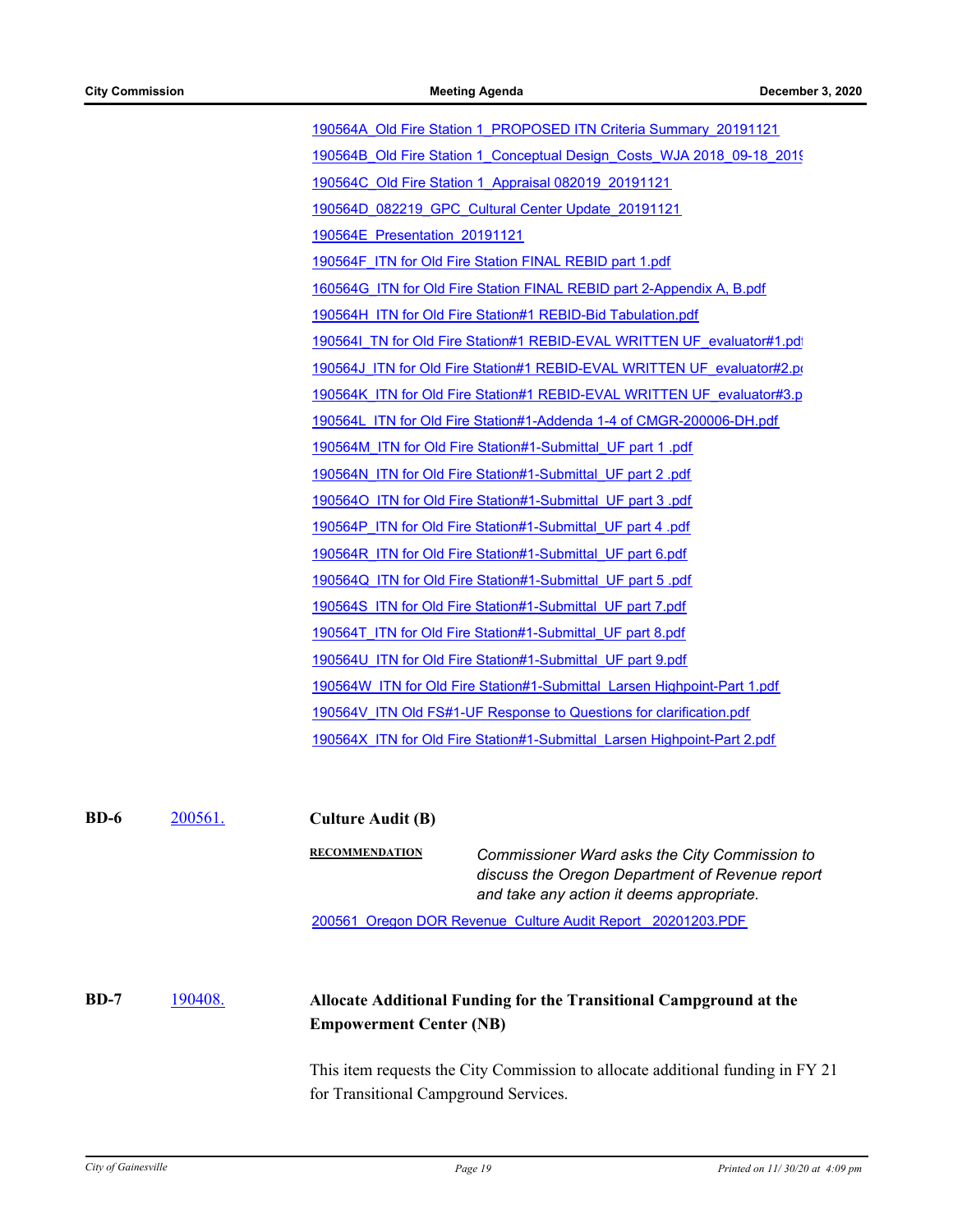190564A_Old Fire Station 1_PROPOSED ITN Criteria Summary_20191121

190564B_Old Fire Station 1_Conceptual Design_Costs_WJA 2018_09-18_2019

190564C_Old Fire Station 1_Appraisal 082019_20191121

190564D_082219_GPC_Cultural Center Update_20191121

190564E_Presentation_20191121

190564F_ITN for Old Fire Station FINAL REBID part 1.pdf

160564G_ITN for Old Fire Station FINAL REBID part 2-Appendix A, B.pdf

190564H_ITN for Old Fire Station#1 REBID-Bid Tabulation.pdf

190564I_TN for Old Fire Station#1 REBID-EVAL WRITTEN UF_evaluator#1.pdf

190564J_ITN for Old Fire Station#1 REBID-EVAL WRITTEN UF_evaluator#2.pd

190564K_ITN for Old Fire Station#1 REBID-EVAL WRITTEN UF_evaluator#3.p

190564L_ITN for Old Fire Station#1-Addenda 1-4 of CMGR-200006-DH.pdf

190564M_ITN for Old Fire Station#1-Submittal_UF part 1 .pdf

190564N_ITN for Old Fire Station#1-Submittal_UF part 2 .pdf

190564O_ITN for Old Fire Station#1-Submittal_UF part 3 .pdf

190564P_ITN for Old Fire Station#1-Submittal_UF part 4 .pdf

190564R_ITN for Old Fire Station#1-Submittal_UF part 6.pdf

190564Q_ITN for Old Fire Station#1-Submittal_UF part 5 .pdf

190564S_ITN for Old Fire Station#1-Submittal_UF part 7.pdf

190564T_ITN for Old Fire Station#1-Submittal_UF part 8.pdf

190564U_ITN for Old Fire Station#1-Submittal_UF part 9.pdf

190564W_ITN for Old Fire Station#1-Submittal_Larsen Highpoint-Part 1.pdf

190564V_ITN Old FS#1-UF Response to Questions for clarification.pdf

190564X_ITN for Old Fire Station#1-Submittal_Larsen Highpoint-Part 2.pdf

**BD-6** 200561. **Culture Audit (B)**

**RECOMMENDATION** *Commissioner Ward asks the City Commission to discuss the Oregon Department of Revenue report and take any action it deems appropriate.*

200561_Oregon DOR Revenue_Culture Audit Report__20201203.PDF

**BD-7** 190408. **Allocate Additional Funding for the Transitional Campground at the Empowerment Center (NB)**

This item requests the City Commission to allocate additional funding in FY 21 for Transitional Campground Services.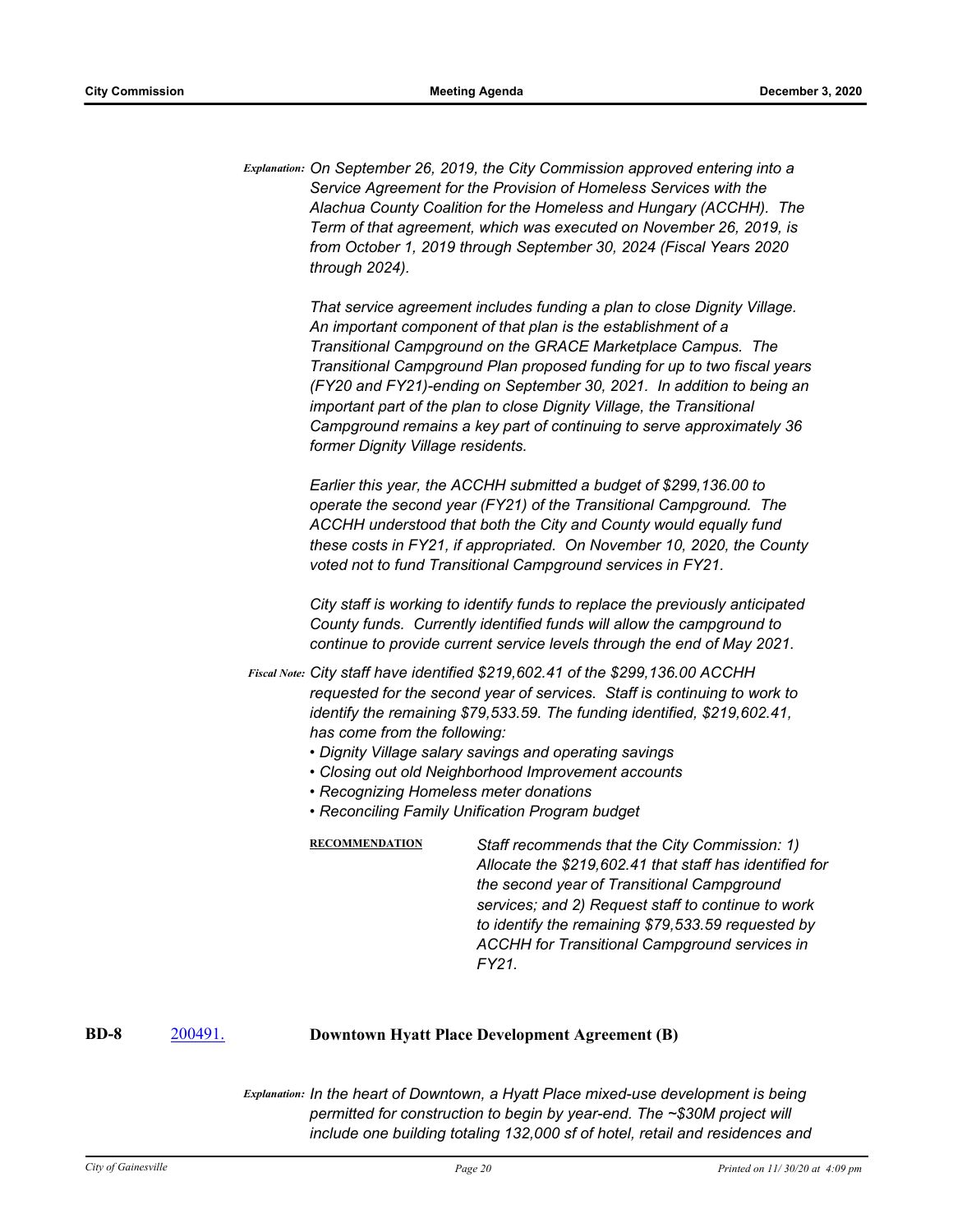*Explanation:* *On September 26, 2019, the City Commission approved entering into a Service Agreement for the Provision of Homeless Services with the Alachua County Coalition for the Homeless and Hungary (ACCHH). The Term of that agreement, which was executed on November 26, 2019, is from October 1, 2019 through September 30, 2024 (Fiscal Years 2020 through 2024).*

*That service agreement includes funding a plan to close Dignity Village. An important component of that plan is the establishment of a Transitional Campground on the GRACE Marketplace Campus. The Transitional Campground Plan proposed funding for up to two fiscal years (FY20 and FY21)-ending on September 30, 2021. In addition to being an important part of the plan to close Dignity Village, the Transitional Campground remains a key part of continuing to serve approximately 36 former Dignity Village residents.*

*Earlier this year, the ACCHH submitted a budget of $299,136.00 to operate the second year (FY21) of the Transitional Campground. The ACCHH understood that both the City and County would equally fund these costs in FY21, if appropriated. On November 10, 2020, the County voted not to fund Transitional Campground services in FY21.*

*City staff is working to identify funds to replace the previously anticipated County funds. Currently identified funds will allow the campground to continue to provide current service levels through the end of May 2021.*

*Fiscal Note:* *City staff have identified $219,602.41 of the $299,136.00 ACCHH requested for the second year of services. Staff is continuing to work to identify the remaining $79,533.59. The funding identified, $219,602.41, has come from the following:*

- *Dignity Village salary savings and operating savings*
- *Closing out old Neighborhood Improvement accounts*
- *Recognizing Homeless meter donations*
- *Reconciling Family Unification Program budget*

**RECOMMENDATION** *Staff recommends that the City Commission: 1) Allocate the $219,602.41 that staff has identified for the second year of Transitional Campground services; and 2) Request staff to continue to work to identify the remaining $79,533.59 requested by ACCHH for Transitional Campground services in FY21.*

**BD-8** 200491. **Downtown Hyatt Place Development Agreement (B)**

*Explanation:* *In the heart of Downtown, a Hyatt Place mixed-use development is being permitted for construction to begin by year-end. The ~$30M project will include one building totaling 132,000 sf of hotel, retail and residences and*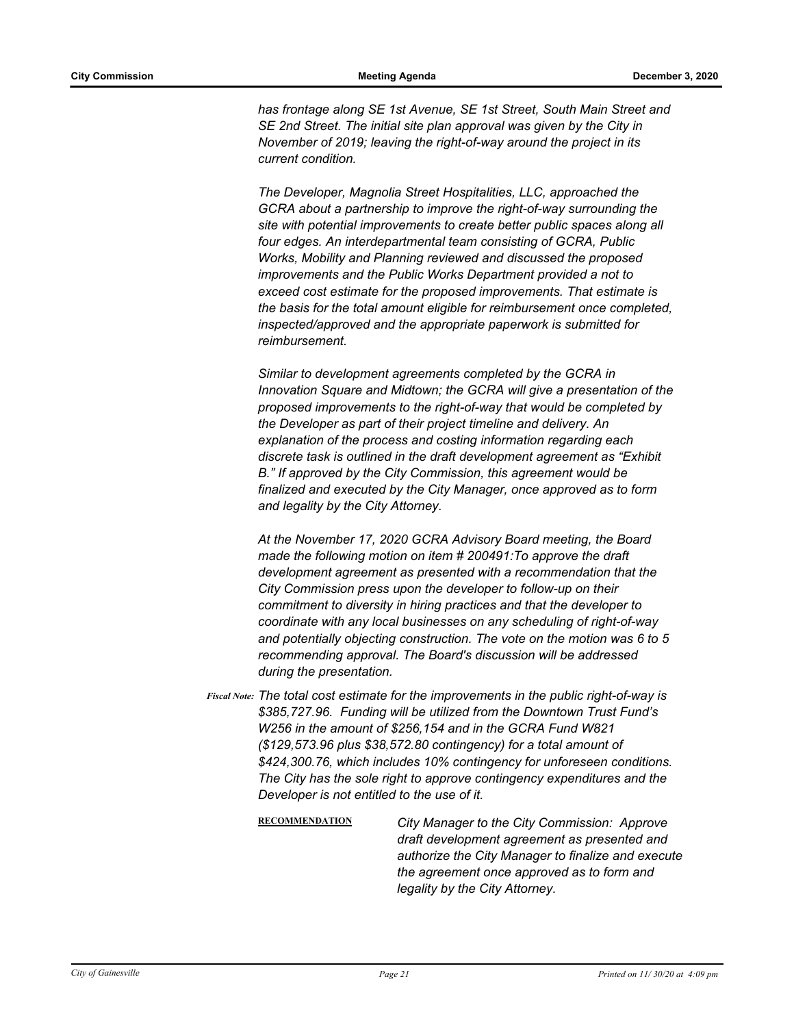*has frontage along SE 1st Avenue, SE 1st Street, South Main Street and SE 2nd Street. The initial site plan approval was given by the City in November of 2019; leaving the right-of-way around the project in its current condition.*

*The Developer, Magnolia Street Hospitalities, LLC, approached the GCRA about a partnership to improve the right-of-way surrounding the site with potential improvements to create better public spaces along all four edges. An interdepartmental team consisting of GCRA, Public Works, Mobility and Planning reviewed and discussed the proposed improvements and the Public Works Department provided a not to exceed cost estimate for the proposed improvements. That estimate is the basis for the total amount eligible for reimbursement once completed, inspected/approved and the appropriate paperwork is submitted for reimbursement.*

*Similar to development agreements completed by the GCRA in Innovation Square and Midtown; the GCRA will give a presentation of the proposed improvements to the right-of-way that would be completed by the Developer as part of their project timeline and delivery. An explanation of the process and costing information regarding each discrete task is outlined in the draft development agreement as "Exhibit B." If approved by the City Commission, this agreement would be finalized and executed by the City Manager, once approved as to form and legality by the City Attorney.*

*At the November 17, 2020 GCRA Advisory Board meeting, the Board made the following motion on item # 200491:To approve the draft development agreement as presented with a recommendation that the City Commission press upon the developer to follow-up on their commitment to diversity in hiring practices and that the developer to coordinate with any local businesses on any scheduling of right-of-way and potentially objecting construction. The vote on the motion was 6 to 5 recommending approval. The Board's discussion will be addressed during the presentation.*

***Fiscal Note:*** *The total cost estimate for the improvements in the public right-of-way is $385,727.96. Funding will be utilized from the Downtown Trust Fund's W256 in the amount of $256,154 and in the GCRA Fund W821 ($129,573.96 plus $38,572.80 contingency) for a total amount of $424,300.76, which includes 10% contingency for unforeseen conditions. The City has the sole right to approve contingency expenditures and the Developer is not entitled to the use of it.*

**RECOMMENDATION**

*City Manager to the City Commission: Approve draft development agreement as presented and authorize the City Manager to finalize and execute the agreement once approved as to form and legality by the City Attorney.*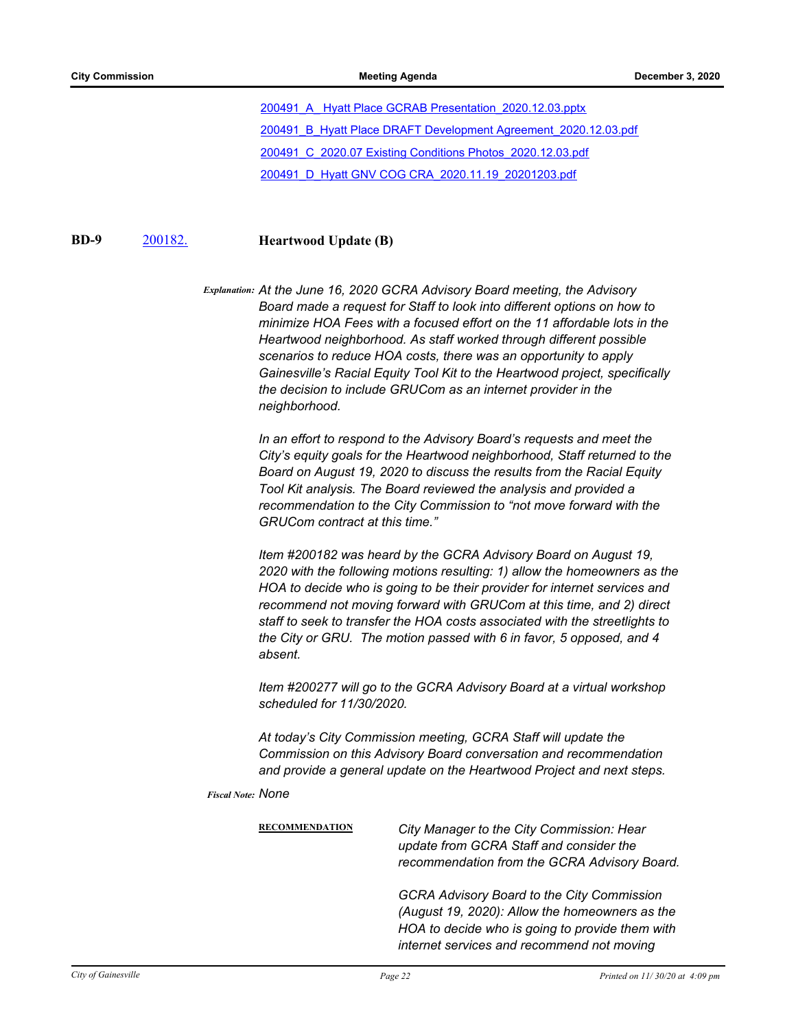[200491_A_ Hyatt Place GCRAB Presentation_2020.12.03.pptx](200491_A_ Hyatt Place GCRAB Presentation_2020.12.03.pptx)

[200491_B_Hyatt Place DRAFT Development Agreement_2020.12.03.pdf](200491_B_Hyatt Place DRAFT Development Agreement_2020.12.03.pdf)

[200491_C_2020.07 Existing Conditions Photos_2020.12.03.pdf](200491_C_2020.07 Existing Conditions Photos_2020.12.03.pdf)

[200491_D_Hyatt GNV COG CRA_2020.11.19_20201203.pdf](200491_D_Hyatt GNV COG CRA_2020.11.19_20201203.pdf)

**BD-9** [200182.](200182.) **Heartwood Update (B)**

***Explanation:*** *At the June 16, 2020 GCRA Advisory Board meeting, the Advisory Board made a request for Staff to look into different options on how to minimize HOA Fees with a focused effort on the 11 affordable lots in the Heartwood neighborhood. As staff worked through different possible scenarios to reduce HOA costs, there was an opportunity to apply Gainesville's Racial Equity Tool Kit to the Heartwood project, specifically the decision to include GRUCom as an internet provider in the neighborhood.*

*In an effort to respond to the Advisory Board's requests and meet the City's equity goals for the Heartwood neighborhood, Staff returned to the Board on August 19, 2020 to discuss the results from the Racial Equity Tool Kit analysis. The Board reviewed the analysis and provided a recommendation to the City Commission to "not move forward with the GRUCom contract at this time."*

*Item #200182 was heard by the GCRA Advisory Board on August 19, 2020 with the following motions resulting: 1) allow the homeowners as the HOA to decide who is going to be their provider for internet services and recommend not moving forward with GRUCom at this time, and 2) direct staff to seek to transfer the HOA costs associated with the streetlights to the City or GRU. The motion passed with 6 in favor, 5 opposed, and 4 absent.*

*Item #200277 will go to the GCRA Advisory Board at a virtual workshop scheduled for 11/30/2020.*

*At today's City Commission meeting, GCRA Staff will update the Commission on this Advisory Board conversation and recommendation and provide a general update on the Heartwood Project and next steps.*

***Fiscal Note:*** *None*

**RECOMMENDATION**

*City Manager to the City Commission: Hear update from GCRA Staff and consider the recommendation from the GCRA Advisory Board.*

*GCRA Advisory Board to the City Commission (August 19, 2020): Allow the homeowners as the HOA to decide who is going to provide them with internet services and recommend not moving*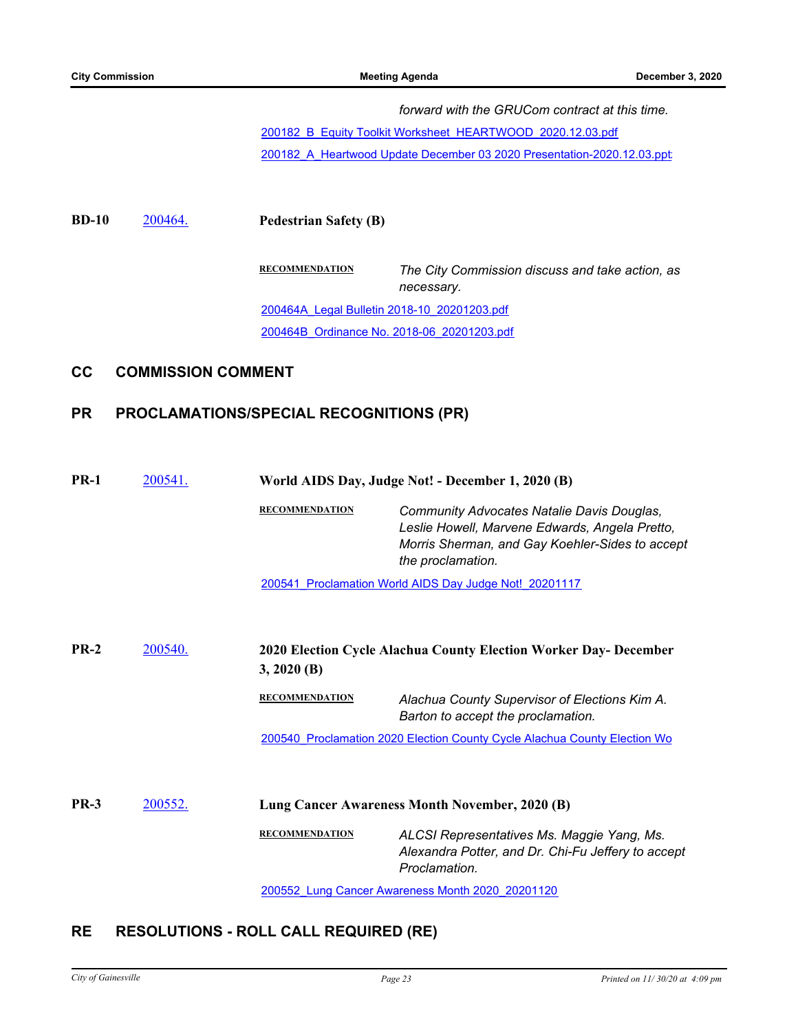*forward with the GRUCom contract at this time.*

200182_B_Equity Toolkit Worksheet_HEARTWOOD_2020.12.03.pdf

200182_A_Heartwood Update December 03 2020 Presentation-2020.12.03.ppt

**BD-10** 200464. **Pedestrian Safety (B)**

**RECOMMENDATION** *The City Commission discuss and take action, as necessary.*

200464A_Legal Bulletin 2018-10_20201203.pdf

200464B_Ordinance No. 2018-06_20201203.pdf

## CC COMMISSION COMMENT

## PR PROCLAMATIONS/SPECIAL RECOGNITIONS (PR)

**PR-1** 200541. **World AIDS Day, Judge Not! - December 1, 2020 (B)**

**RECOMMENDATION** *Community Advocates Natalie Davis Douglas, Leslie Howell, Marvene Edwards, Angela Pretto, Morris Sherman, and Gay Koehler-Sides to accept the proclamation.*

200541_Proclamation World AIDS Day Judge Not!_20201117

**PR-2** 200540. **2020 Election Cycle Alachua County Election Worker Day- December 3, 2020 (B)**

**RECOMMENDATION** *Alachua County Supervisor of Elections Kim A. Barton to accept the proclamation.*

200540_Proclamation 2020 Election County Cycle Alachua County Election Wo

**PR-3** 200552. **Lung Cancer Awareness Month November, 2020 (B)**

**RECOMMENDATION** *ALCSI Representatives Ms. Maggie Yang, Ms. Alexandra Potter, and Dr. Chi-Fu Jeffery to accept Proclamation.*

200552_Lung Cancer Awareness Month 2020_20201120

## RE RESOLUTIONS - ROLL CALL REQUIRED (RE)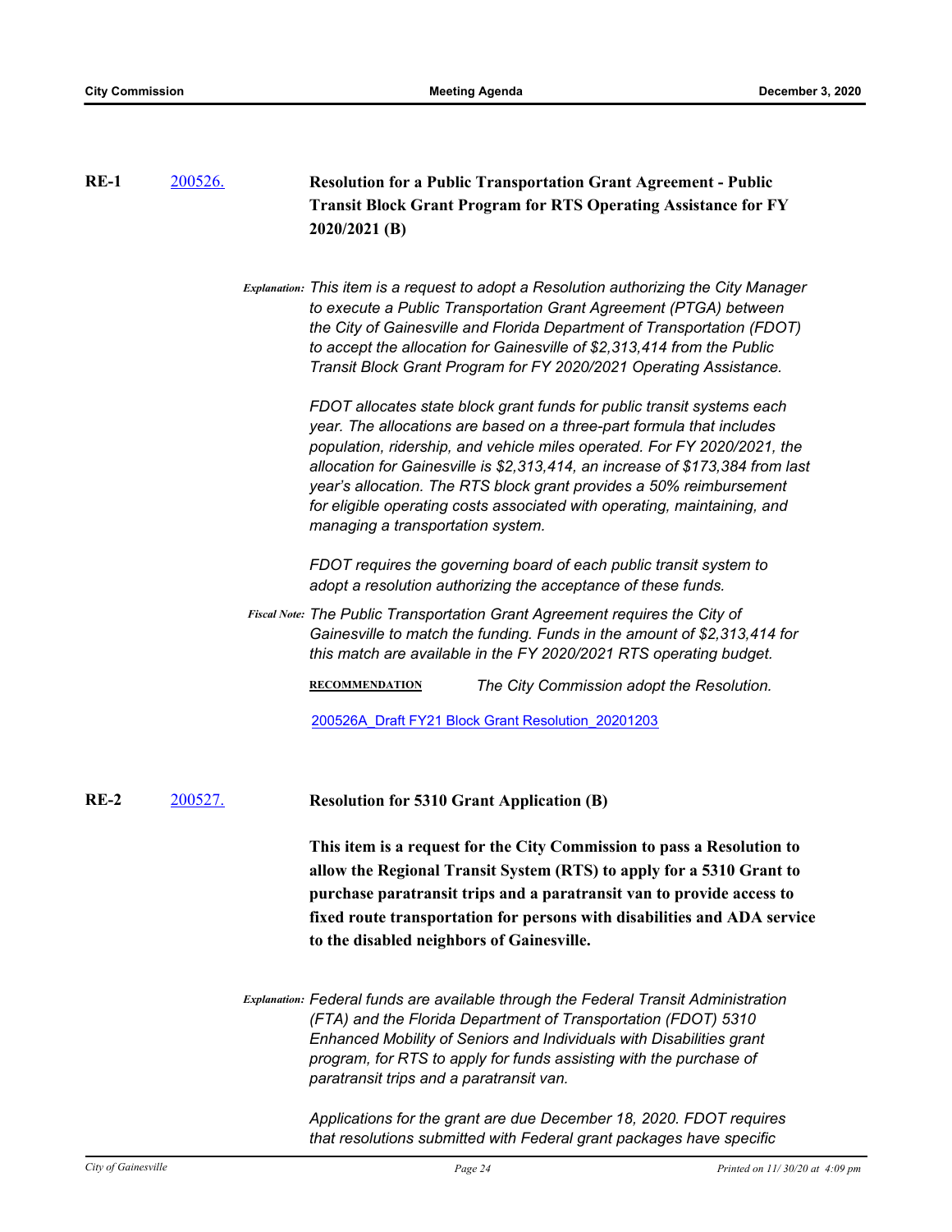**RE-1** [200526.](200526.) **Resolution for a Public Transportation Grant Agreement - Public Transit Block Grant Program for RTS Operating Assistance for FY 2020/2021 (B)**

*Explanation:* *This item is a request to adopt a Resolution authorizing the City Manager to execute a Public Transportation Grant Agreement (PTGA) between the City of Gainesville and Florida Department of Transportation (FDOT) to accept the allocation for Gainesville of $2,313,414 from the Public Transit Block Grant Program for FY 2020/2021 Operating Assistance.*

*FDOT allocates state block grant funds for public transit systems each year. The allocations are based on a three-part formula that includes population, ridership, and vehicle miles operated. For FY 2020/2021, the allocation for Gainesville is $2,313,414, an increase of $173,384 from last year's allocation. The RTS block grant provides a 50% reimbursement for eligible operating costs associated with operating, maintaining, and managing a transportation system.*

*FDOT requires the governing board of each public transit system to adopt a resolution authorizing the acceptance of these funds.*

*Fiscal Note:* *The Public Transportation Grant Agreement requires the City of Gainesville to match the funding. Funds in the amount of $2,313,414 for this match are available in the FY 2020/2021 RTS operating budget.*

**RECOMMENDATION** *The City Commission adopt the Resolution.*

200526A_Draft FY21 Block Grant Resolution_20201203

**RE-2** [200527.](200527.) **Resolution for 5310 Grant Application (B)**

**This item is a request for the City Commission to pass a Resolution to allow the Regional Transit System (RTS) to apply for a 5310 Grant to purchase paratransit trips and a paratransit van to provide access to fixed route transportation for persons with disabilities and ADA service to the disabled neighbors of Gainesville.**

*Explanation:* *Federal funds are available through the Federal Transit Administration (FTA) and the Florida Department of Transportation (FDOT) 5310 Enhanced Mobility of Seniors and Individuals with Disabilities grant program, for RTS to apply for funds assisting with the purchase of paratransit trips and a paratransit van.*

*Applications for the grant are due December 18, 2020. FDOT requires that resolutions submitted with Federal grant packages have specific*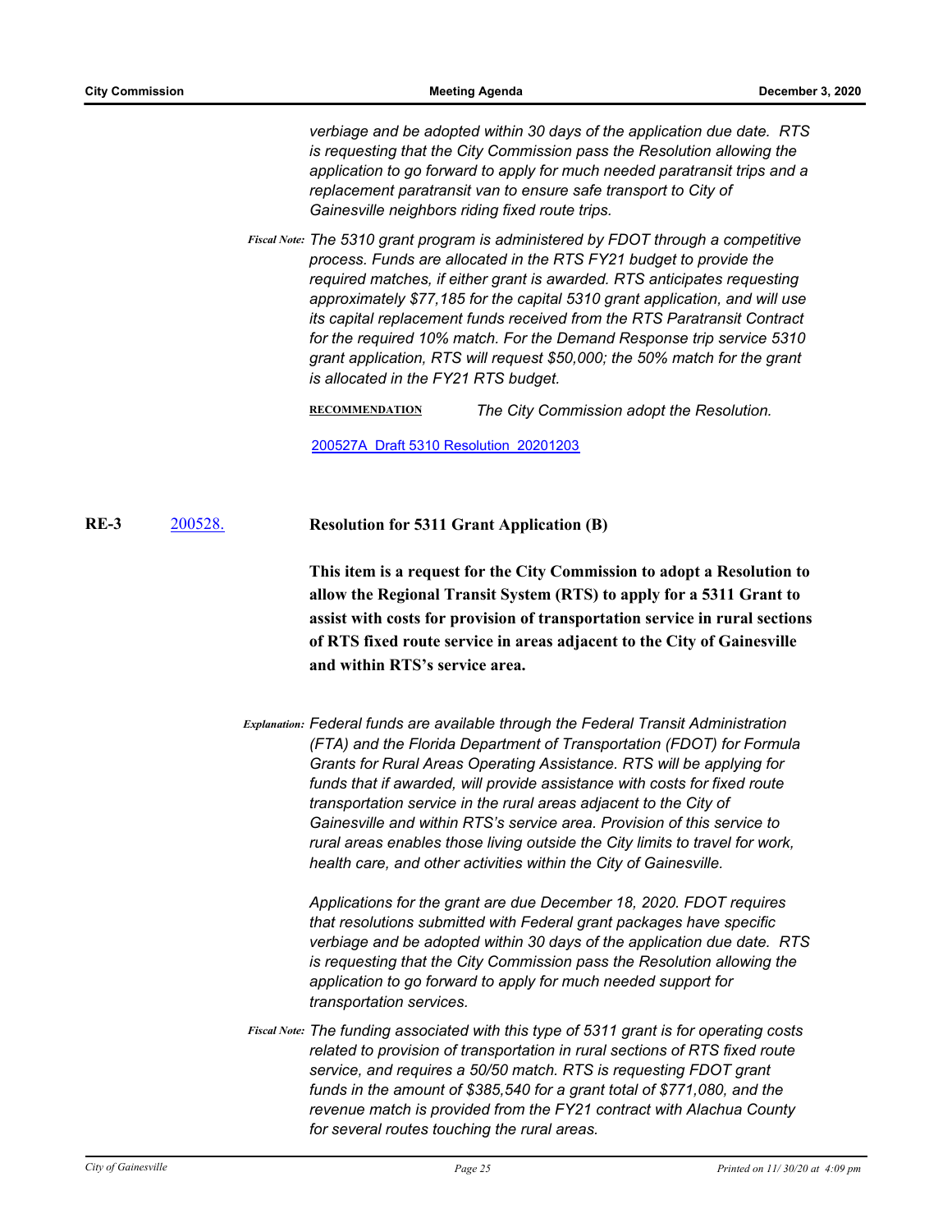*verbiage and be adopted within 30 days of the application due date. RTS is requesting that the City Commission pass the Resolution allowing the application to go forward to apply for much needed paratransit trips and a replacement paratransit van to ensure safe transport to City of Gainesville neighbors riding fixed route trips.*

*Fiscal Note:* *The 5310 grant program is administered by FDOT through a competitive process. Funds are allocated in the RTS FY21 budget to provide the required matches, if either grant is awarded. RTS anticipates requesting approximately $77,185 for the capital 5310 grant application, and will use its capital replacement funds received from the RTS Paratransit Contract for the required 10% match. For the Demand Response trip service 5310 grant application, RTS will request $50,000; the 50% match for the grant is allocated in the FY21 RTS budget.*

**RECOMMENDATION** *The City Commission adopt the Resolution.*

[200527A Draft 5310 Resolution 20201203]

**RE-3** [200528.] **Resolution for 5311 Grant Application (B)**

**This item is a request for the City Commission to adopt a Resolution to allow the Regional Transit System (RTS) to apply for a 5311 Grant to assist with costs for provision of transportation service in rural sections of RTS fixed route service in areas adjacent to the City of Gainesville and within RTS's service area.**

*Explanation:* *Federal funds are available through the Federal Transit Administration (FTA) and the Florida Department of Transportation (FDOT) for Formula Grants for Rural Areas Operating Assistance. RTS will be applying for funds that if awarded, will provide assistance with costs for fixed route transportation service in the rural areas adjacent to the City of Gainesville and within RTS's service area. Provision of this service to rural areas enables those living outside the City limits to travel for work, health care, and other activities within the City of Gainesville.*

*Applications for the grant are due December 18, 2020. FDOT requires that resolutions submitted with Federal grant packages have specific verbiage and be adopted within 30 days of the application due date. RTS is requesting that the City Commission pass the Resolution allowing the application to go forward to apply for much needed support for transportation services.*

*Fiscal Note:* *The funding associated with this type of 5311 grant is for operating costs related to provision of transportation in rural sections of RTS fixed route service, and requires a 50/50 match. RTS is requesting FDOT grant funds in the amount of $385,540 for a grant total of $771,080, and the revenue match is provided from the FY21 contract with Alachua County for several routes touching the rural areas.*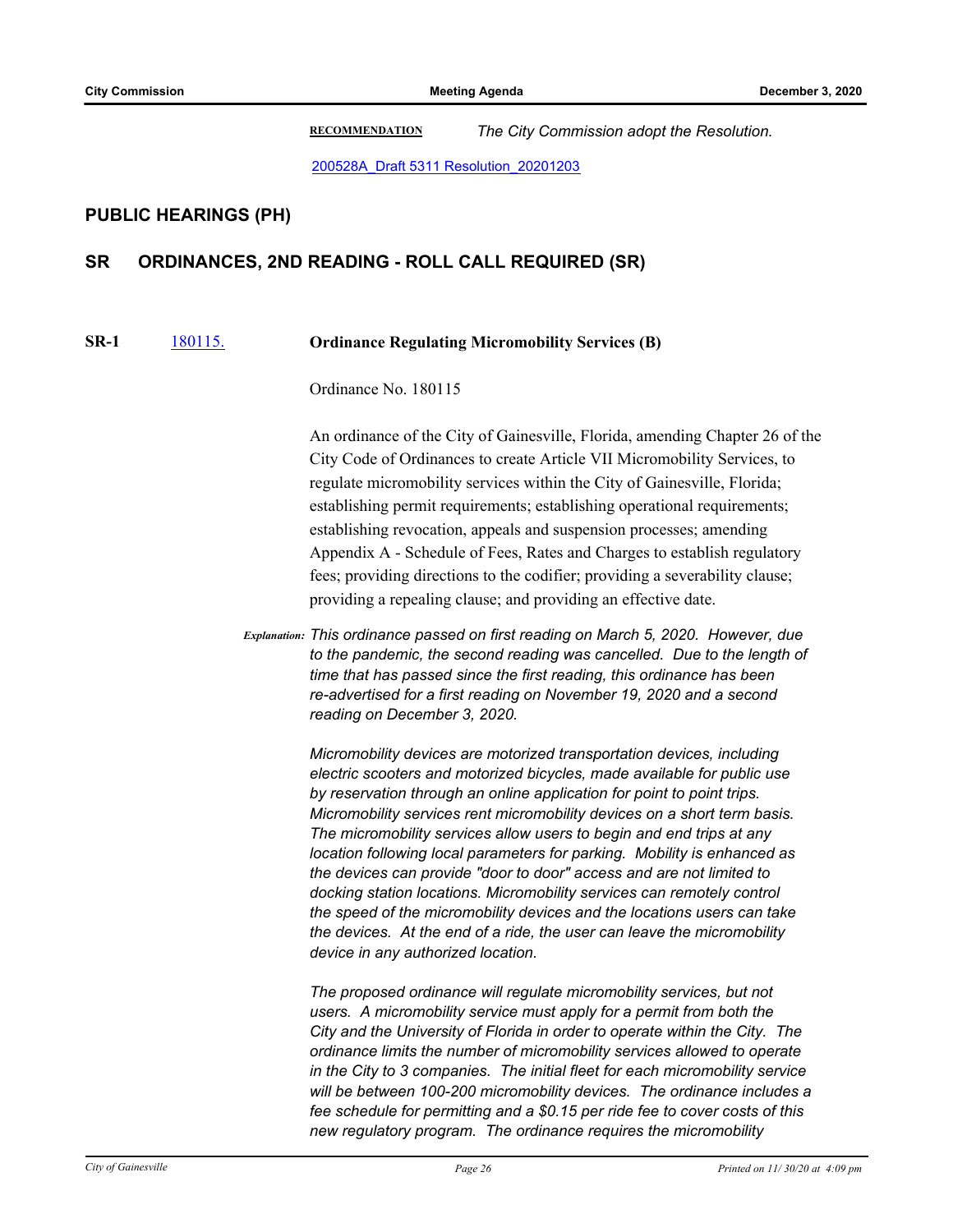**RECOMMENDATION** *The City Commission adopt the Resolution.*

200528A_Draft 5311 Resolution_20201203

## PUBLIC HEARINGS (PH)

## SR ORDINANCES, 2ND READING - ROLL CALL REQUIRED (SR)

**SR-1** 180115. **Ordinance Regulating Micromobility Services (B)**

Ordinance No. 180115

An ordinance of the City of Gainesville, Florida, amending Chapter 26 of the City Code of Ordinances to create Article VII Micromobility Services, to regulate micromobility services within the City of Gainesville, Florida; establishing permit requirements; establishing operational requirements; establishing revocation, appeals and suspension processes; amending Appendix A - Schedule of Fees, Rates and Charges to establish regulatory fees; providing directions to the codifier; providing a severability clause; providing a repealing clause; and providing an effective date.

***Explanation:*** *This ordinance passed on first reading on March 5, 2020. However, due to the pandemic, the second reading was cancelled. Due to the length of time that has passed since the first reading, this ordinance has been re-advertised for a first reading on November 19, 2020 and a second reading on December 3, 2020.*

*Micromobility devices are motorized transportation devices, including electric scooters and motorized bicycles, made available for public use by reservation through an online application for point to point trips. Micromobility services rent micromobility devices on a short term basis. The micromobility services allow users to begin and end trips at any location following local parameters for parking. Mobility is enhanced as the devices can provide "door to door" access and are not limited to docking station locations. Micromobility services can remotely control the speed of the micromobility devices and the locations users can take the devices. At the end of a ride, the user can leave the micromobility device in any authorized location.*

*The proposed ordinance will regulate micromobility services, but not users. A micromobility service must apply for a permit from both the City and the University of Florida in order to operate within the City. The ordinance limits the number of micromobility services allowed to operate in the City to 3 companies. The initial fleet for each micromobility service will be between 100-200 micromobility devices. The ordinance includes a fee schedule for permitting and a $0.15 per ride fee to cover costs of this new regulatory program. The ordinance requires the micromobility*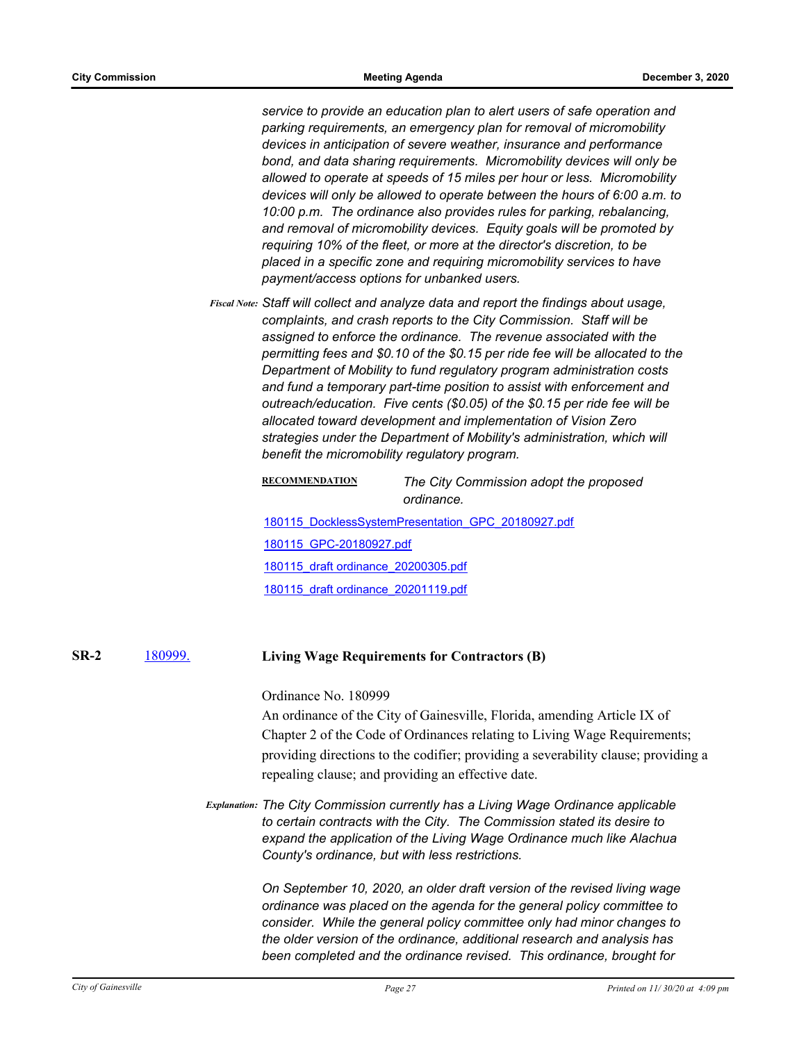*service to provide an education plan to alert users of safe operation and parking requirements, an emergency plan for removal of micromobility devices in anticipation of severe weather, insurance and performance bond, and data sharing requirements. Micromobility devices will only be allowed to operate at speeds of 15 miles per hour or less. Micromobility devices will only be allowed to operate between the hours of 6:00 a.m. to 10:00 p.m. The ordinance also provides rules for parking, rebalancing, and removal of micromobility devices. Equity goals will be promoted by requiring 10% of the fleet, or more at the director's discretion, to be placed in a specific zone and requiring micromobility services to have payment/access options for unbanked users.*

*Fiscal Note:* *Staff will collect and analyze data and report the findings about usage, complaints, and crash reports to the City Commission. Staff will be assigned to enforce the ordinance. The revenue associated with the permitting fees and $0.10 of the $0.15 per ride fee will be allocated to the Department of Mobility to fund regulatory program administration costs and fund a temporary part-time position to assist with enforcement and outreach/education. Five cents ($0.05) of the $0.15 per ride fee will be allocated toward development and implementation of Vision Zero strategies under the Department of Mobility's administration, which will benefit the micromobility regulatory program.*

**RECOMMENDATION** *The City Commission adopt the proposed ordinance.*

180115_DocklessSystemPresentation_GPC_20180927.pdf

180115_GPC-20180927.pdf

180115_draft ordinance_20200305.pdf

180115_draft ordinance_20201119.pdf

**SR-2** 180999. **Living Wage Requirements for Contractors (B)**

Ordinance No. 180999
An ordinance of the City of Gainesville, Florida, amending Article IX of Chapter 2 of the Code of Ordinances relating to Living Wage Requirements; providing directions to the codifier; providing a severability clause; providing a repealing clause; and providing an effective date.

*Explanation:* *The City Commission currently has a Living Wage Ordinance applicable to certain contracts with the City. The Commission stated its desire to expand the application of the Living Wage Ordinance much like Alachua County's ordinance, but with less restrictions.*

*On September 10, 2020, an older draft version of the revised living wage ordinance was placed on the agenda for the general policy committee to consider. While the general policy committee only had minor changes to the older version of the ordinance, additional research and analysis has been completed and the ordinance revised. This ordinance, brought for*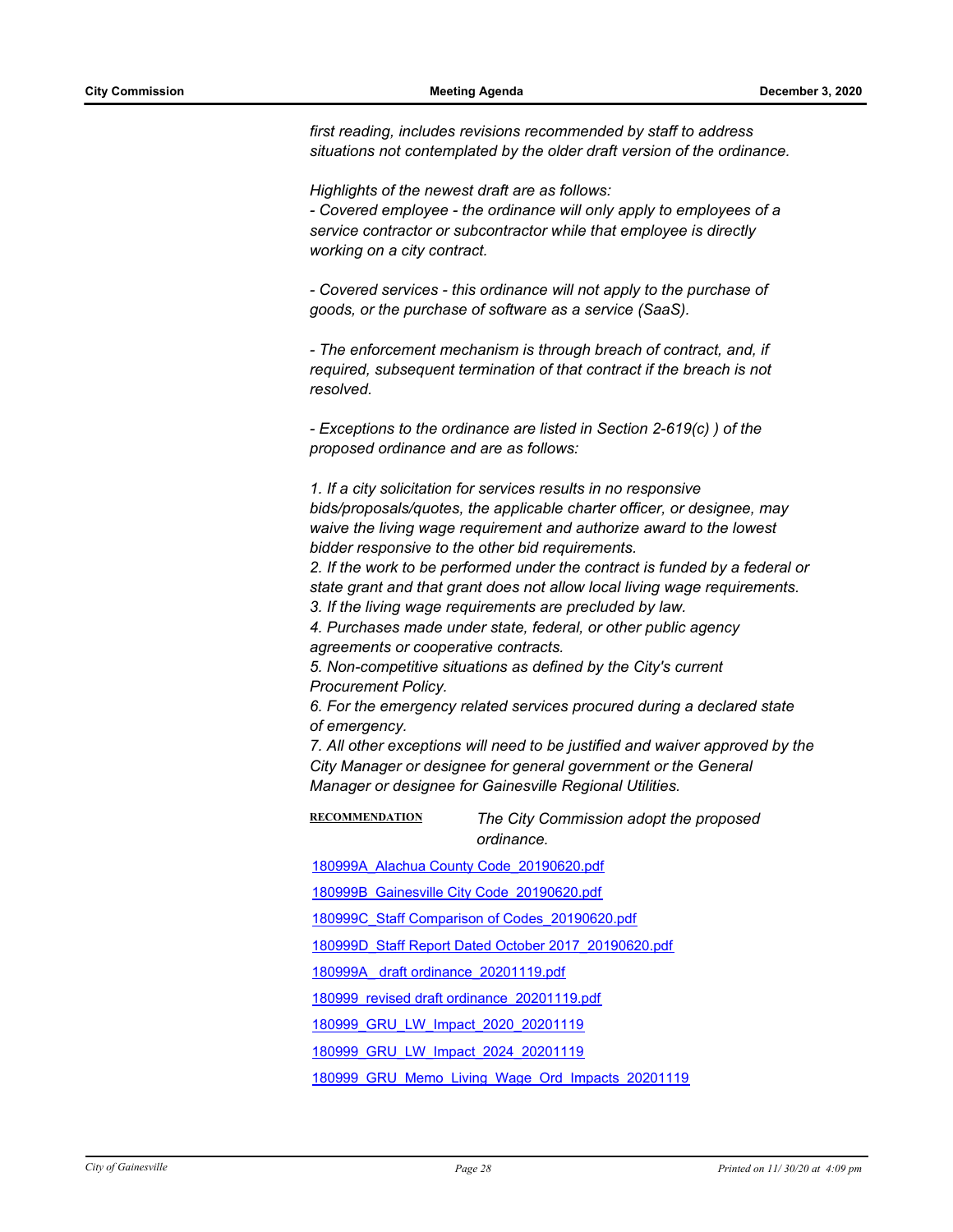*first reading, includes revisions recommended by staff to address situations not contemplated by the older draft version of the ordinance.*

*Highlights of the newest draft are as follows:*

*- Covered employee - the ordinance will only apply to employees of a service contractor or subcontractor while that employee is directly working on a city contract.*

*- Covered services - this ordinance will not apply to the purchase of goods, or the purchase of software as a service (SaaS).*

*- The enforcement mechanism is through breach of contract, and, if required, subsequent termination of that contract if the breach is not resolved.*

*- Exceptions to the ordinance are listed in Section 2-619(c) ) of the proposed ordinance and are as follows:*

*1. If a city solicitation for services results in no responsive bids/proposals/quotes, the applicable charter officer, or designee, may waive the living wage requirement and authorize award to the lowest bidder responsive to the other bid requirements.*
*2. If the work to be performed under the contract is funded by a federal or state grant and that grant does not allow local living wage requirements.*
*3. If the living wage requirements are precluded by law.*
*4. Purchases made under state, federal, or other public agency agreements or cooperative contracts.*
*5. Non-competitive situations as defined by the City's current Procurement Policy.*
*6. For the emergency related services procured during a declared state of emergency.*
*7. All other exceptions will need to be justified and waiver approved by the City Manager or designee for general government or the General Manager or designee for Gainesville Regional Utilities.*

**RECOMMENDATION** *The City Commission adopt the proposed ordinance.*

180999A_Alachua County Code_20190620.pdf

180999B_Gainesville City Code_20190620.pdf

180999C_Staff Comparison of Codes_20190620.pdf

180999D_Staff Report Dated October 2017_20190620.pdf

180999A_ draft ordinance_20201119.pdf

180999_revised draft ordinance_20201119.pdf

180999_GRU_LW_Impact_2020_20201119

180999_GRU_LW_Impact_2024_20201119

180999_GRU_Memo_Living_Wage_Ord_Impacts_20201119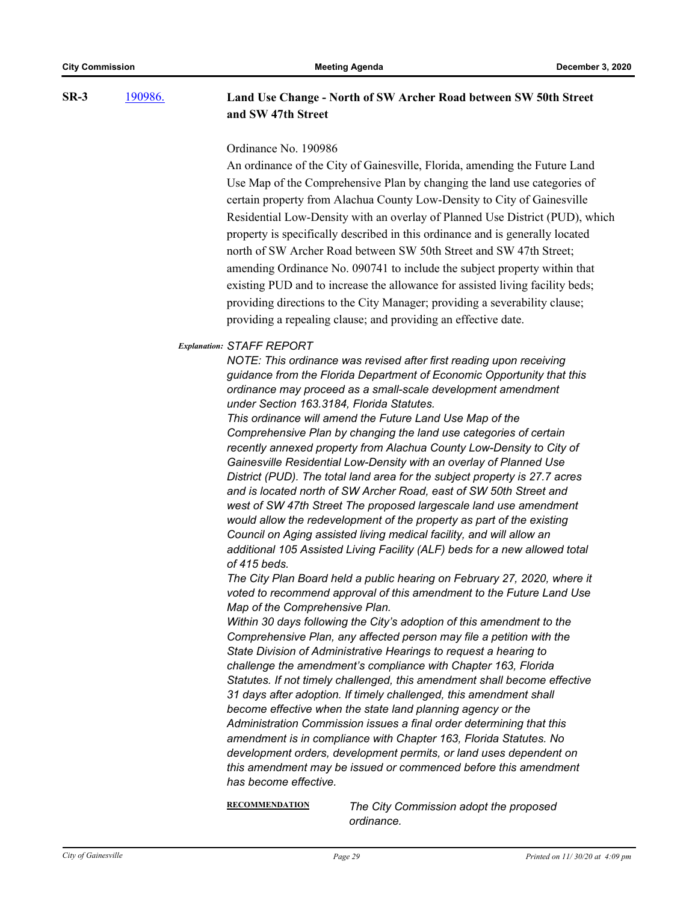**SR-3** 190986. **Land Use Change - North of SW Archer Road between SW 50th Street and SW 47th Street**

Ordinance No. 190986

An ordinance of the City of Gainesville, Florida, amending the Future Land Use Map of the Comprehensive Plan by changing the land use categories of certain property from Alachua County Low-Density to City of Gainesville Residential Low-Density with an overlay of Planned Use District (PUD), which property is specifically described in this ordinance and is generally located north of SW Archer Road between SW 50th Street and SW 47th Street; amending Ordinance No. 090741 to include the subject property within that existing PUD and to increase the allowance for assisted living facility beds; providing directions to the City Manager; providing a severability clause; providing a repealing clause; and providing an effective date.

*Explanation:* *STAFF REPORT*

*NOTE: This ordinance was revised after first reading upon receiving guidance from the Florida Department of Economic Opportunity that this ordinance may proceed as a small-scale development amendment under Section 163.3184, Florida Statutes.*

*This ordinance will amend the Future Land Use Map of the Comprehensive Plan by changing the land use categories of certain recently annexed property from Alachua County Low-Density to City of Gainesville Residential Low-Density with an overlay of Planned Use District (PUD). The total land area for the subject property is 27.7 acres and is located north of SW Archer Road, east of SW 50th Street and west of SW 47th Street The proposed largescale land use amendment would allow the redevelopment of the property as part of the existing Council on Aging assisted living medical facility, and will allow an additional 105 Assisted Living Facility (ALF) beds for a new allowed total of 415 beds.*

*The City Plan Board held a public hearing on February 27, 2020, where it voted to recommend approval of this amendment to the Future Land Use Map of the Comprehensive Plan.*

*Within 30 days following the City's adoption of this amendment to the Comprehensive Plan, any affected person may file a petition with the State Division of Administrative Hearings to request a hearing to challenge the amendment's compliance with Chapter 163, Florida Statutes. If not timely challenged, this amendment shall become effective 31 days after adoption. If timely challenged, this amendment shall become effective when the state land planning agency or the Administration Commission issues a final order determining that this amendment is in compliance with Chapter 163, Florida Statutes. No development orders, development permits, or land uses dependent on this amendment may be issued or commenced before this amendment has become effective.*

**RECOMMENDATION** *The City Commission adopt the proposed ordinance.*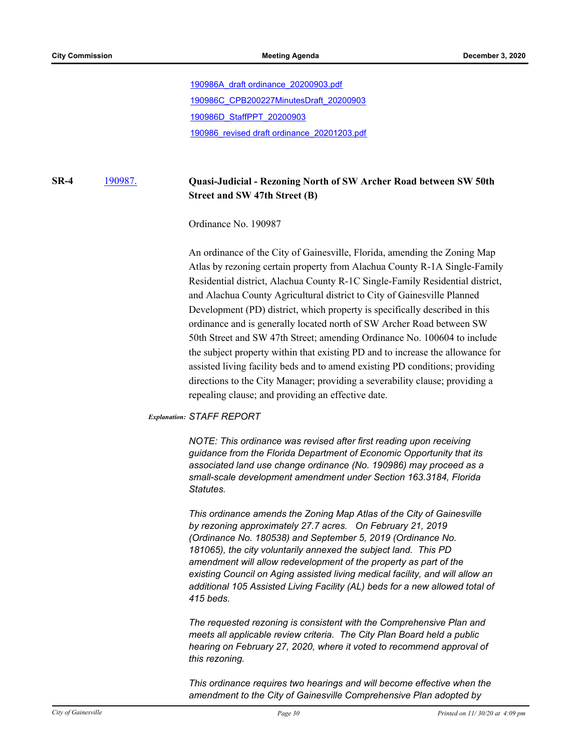190986A_draft ordinance_20200903.pdf

190986C_CPB200227MinutesDraft_20200903

190986D_StaffPPT_20200903

190986_revised draft ordinance_20201203.pdf

**SR-4** 190987. **Quasi-Judicial - Rezoning North of SW Archer Road between SW 50th Street and SW 47th Street (B)**

Ordinance No. 190987

An ordinance of the City of Gainesville, Florida, amending the Zoning Map Atlas by rezoning certain property from Alachua County R-1A Single-Family Residential district, Alachua County R-1C Single-Family Residential district, and Alachua County Agricultural district to City of Gainesville Planned Development (PD) district, which property is specifically described in this ordinance and is generally located north of SW Archer Road between SW 50th Street and SW 47th Street; amending Ordinance No. 100604 to include the subject property within that existing PD and to increase the allowance for assisted living facility beds and to amend existing PD conditions; providing directions to the City Manager; providing a severability clause; providing a repealing clause; and providing an effective date.

***Explanation:*** *STAFF REPORT*

*NOTE: This ordinance was revised after first reading upon receiving guidance from the Florida Department of Economic Opportunity that its associated land use change ordinance (No. 190986) may proceed as a small-scale development amendment under Section 163.3184, Florida Statutes.*

*This ordinance amends the Zoning Map Atlas of the City of Gainesville by rezoning approximately 27.7 acres. On February 21, 2019 (Ordinance No. 180538) and September 5, 2019 (Ordinance No. 181065), the city voluntarily annexed the subject land. This PD amendment will allow redevelopment of the property as part of the existing Council on Aging assisted living medical facility, and will allow an additional 105 Assisted Living Facility (AL) beds for a new allowed total of 415 beds.*

*The requested rezoning is consistent with the Comprehensive Plan and meets all applicable review criteria. The City Plan Board held a public hearing on February 27, 2020, where it voted to recommend approval of this rezoning.*

*This ordinance requires two hearings and will become effective when the amendment to the City of Gainesville Comprehensive Plan adopted by*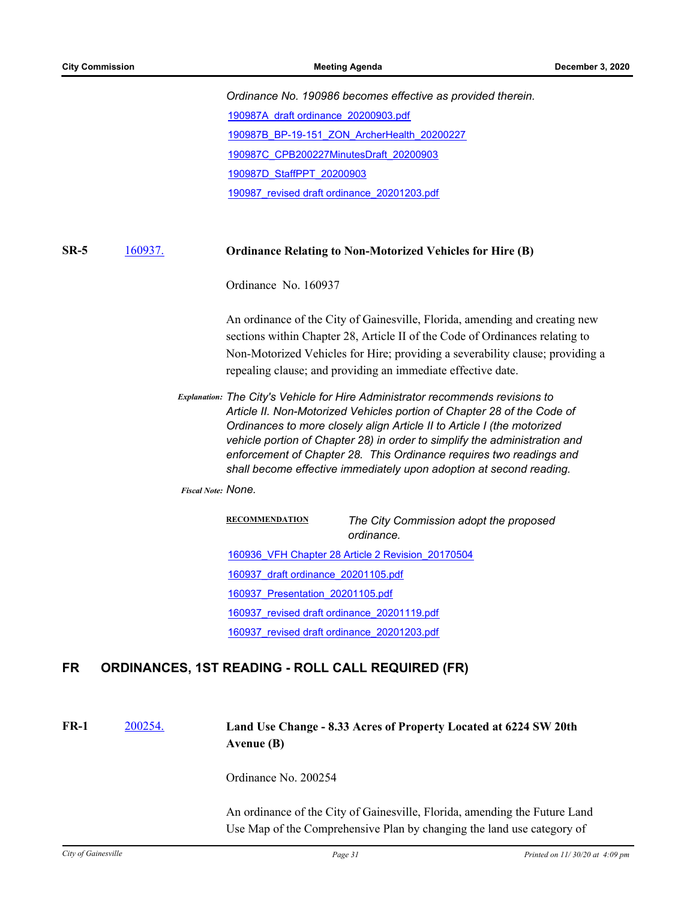*Ordinance No. 190986 becomes effective as provided therein.*

190987A_draft ordinance_20200903.pdf

190987B_BP-19-151_ZON_ArcherHealth_20200227

190987C_CPB200227MinutesDraft_20200903

190987D_StaffPPT_20200903

190987_revised draft ordinance_20201203.pdf

**SR-5** 160937. **Ordinance Relating to Non-Motorized Vehicles for Hire (B)**

Ordinance No. 160937

An ordinance of the City of Gainesville, Florida, amending and creating new sections within Chapter 28, Article II of the Code of Ordinances relating to Non-Motorized Vehicles for Hire; providing a severability clause; providing a repealing clause; and providing an immediate effective date.

*Explanation:* *The City's Vehicle for Hire Administrator recommends revisions to Article II. Non-Motorized Vehicles portion of Chapter 28 of the Code of Ordinances to more closely align Article II to Article I (the motorized vehicle portion of Chapter 28) in order to simplify the administration and enforcement of Chapter 28. This Ordinance requires two readings and shall become effective immediately upon adoption at second reading.*

*Fiscal Note:* *None.*

**RECOMMENDATION** *The City Commission adopt the proposed ordinance.*

160936_VFH Chapter 28 Article 2 Revision_20170504

160937_draft ordinance_20201105.pdf

160937_Presentation_20201105.pdf

160937_revised draft ordinance_20201119.pdf

160937_revised draft ordinance_20201203.pdf

## FR ORDINANCES, 1ST READING - ROLL CALL REQUIRED (FR)

**FR-1** 200254. **Land Use Change - 8.33 Acres of Property Located at 6224 SW 20th Avenue (B)**

Ordinance No. 200254

An ordinance of the City of Gainesville, Florida, amending the Future Land Use Map of the Comprehensive Plan by changing the land use category of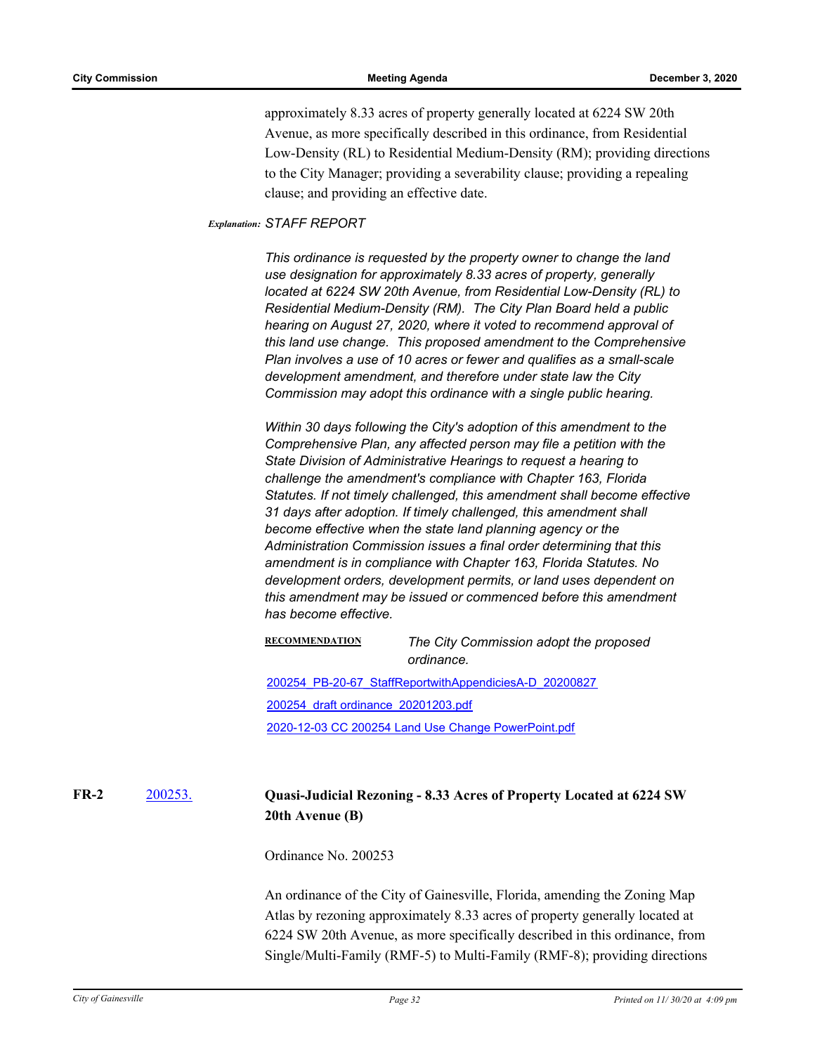approximately 8.33 acres of property generally located at 6224 SW 20th Avenue, as more specifically described in this ordinance, from Residential Low-Density (RL) to Residential Medium-Density (RM); providing directions to the City Manager; providing a severability clause; providing a repealing clause; and providing an effective date.

***Explanation:*** *STAFF REPORT*

*This ordinance is requested by the property owner to change the land use designation for approximately 8.33 acres of property, generally located at 6224 SW 20th Avenue, from Residential Low-Density (RL) to Residential Medium-Density (RM). The City Plan Board held a public hearing on August 27, 2020, where it voted to recommend approval of this land use change. This proposed amendment to the Comprehensive Plan involves a use of 10 acres or fewer and qualifies as a small-scale development amendment, and therefore under state law the City Commission may adopt this ordinance with a single public hearing.*

*Within 30 days following the City's adoption of this amendment to the Comprehensive Plan, any affected person may file a petition with the State Division of Administrative Hearings to request a hearing to challenge the amendment's compliance with Chapter 163, Florida Statutes. If not timely challenged, this amendment shall become effective 31 days after adoption. If timely challenged, this amendment shall become effective when the state land planning agency or the Administration Commission issues a final order determining that this amendment is in compliance with Chapter 163, Florida Statutes. No development orders, development permits, or land uses dependent on this amendment may be issued or commenced before this amendment has become effective.*

**RECOMMENDATION** *The City Commission adopt the proposed ordinance.*

200254_PB-20-67_StaffReportwithAppendiciesA-D_20200827

200254_draft ordinance_20201203.pdf

2020-12-03 CC 200254 Land Use Change PowerPoint.pdf

**FR-2** 200253. **Quasi-Judicial Rezoning - 8.33 Acres of Property Located at 6224 SW 20th Avenue (B)**

Ordinance No. 200253

An ordinance of the City of Gainesville, Florida, amending the Zoning Map Atlas by rezoning approximately 8.33 acres of property generally located at 6224 SW 20th Avenue, as more specifically described in this ordinance, from Single/Multi-Family (RMF-5) to Multi-Family (RMF-8); providing directions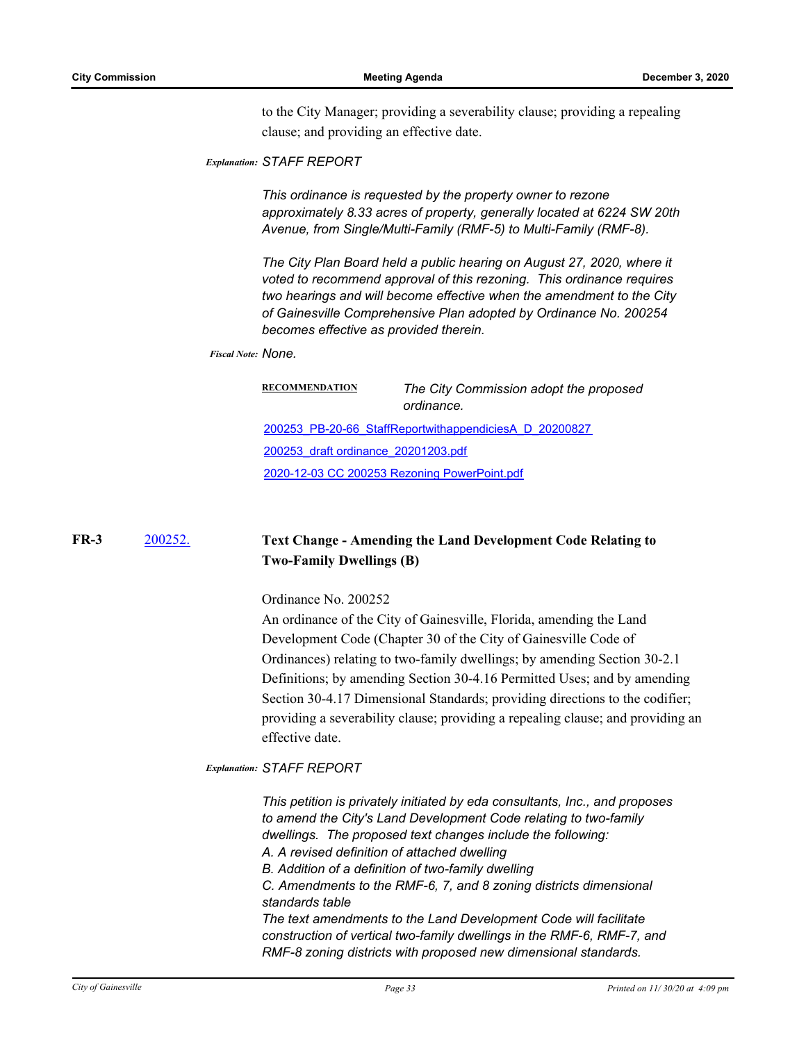to the City Manager; providing a severability clause; providing a repealing clause; and providing an effective date.

***Explanation:*** *STAFF REPORT*

*This ordinance is requested by the property owner to rezone approximately 8.33 acres of property, generally located at 6224 SW 20th Avenue, from Single/Multi-Family (RMF-5) to Multi-Family (RMF-8).*

*The City Plan Board held a public hearing on August 27, 2020, where it voted to recommend approval of this rezoning. This ordinance requires two hearings and will become effective when the amendment to the City of Gainesville Comprehensive Plan adopted by Ordinance No. 200254 becomes effective as provided therein.*

***Fiscal Note:*** *None.*

**RECOMMENDATION** *The City Commission adopt the proposed ordinance.*

200253_PB-20-66_StaffReportwithappendiciesA_D_20200827

200253_draft ordinance_20201203.pdf

2020-12-03 CC 200253 Rezoning PowerPoint.pdf

**FR-3** 200252. **Text Change - Amending the Land Development Code Relating to Two-Family Dwellings (B)**

Ordinance No. 200252

An ordinance of the City of Gainesville, Florida, amending the Land Development Code (Chapter 30 of the City of Gainesville Code of Ordinances) relating to two-family dwellings; by amending Section 30-2.1 Definitions; by amending Section 30-4.16 Permitted Uses; and by amending Section 30-4.17 Dimensional Standards; providing directions to the codifier; providing a severability clause; providing a repealing clause; and providing an effective date.

***Explanation:*** *STAFF REPORT*

*This petition is privately initiated by eda consultants, Inc., and proposes to amend the City's Land Development Code relating to two-family dwellings. The proposed text changes include the following:*

*A. A revised definition of attached dwelling*

*B. Addition of a definition of two-family dwelling*

*C. Amendments to the RMF-6, 7, and 8 zoning districts dimensional standards table*

*The text amendments to the Land Development Code will facilitate construction of vertical two-family dwellings in the RMF-6, RMF-7, and RMF-8 zoning districts with proposed new dimensional standards.*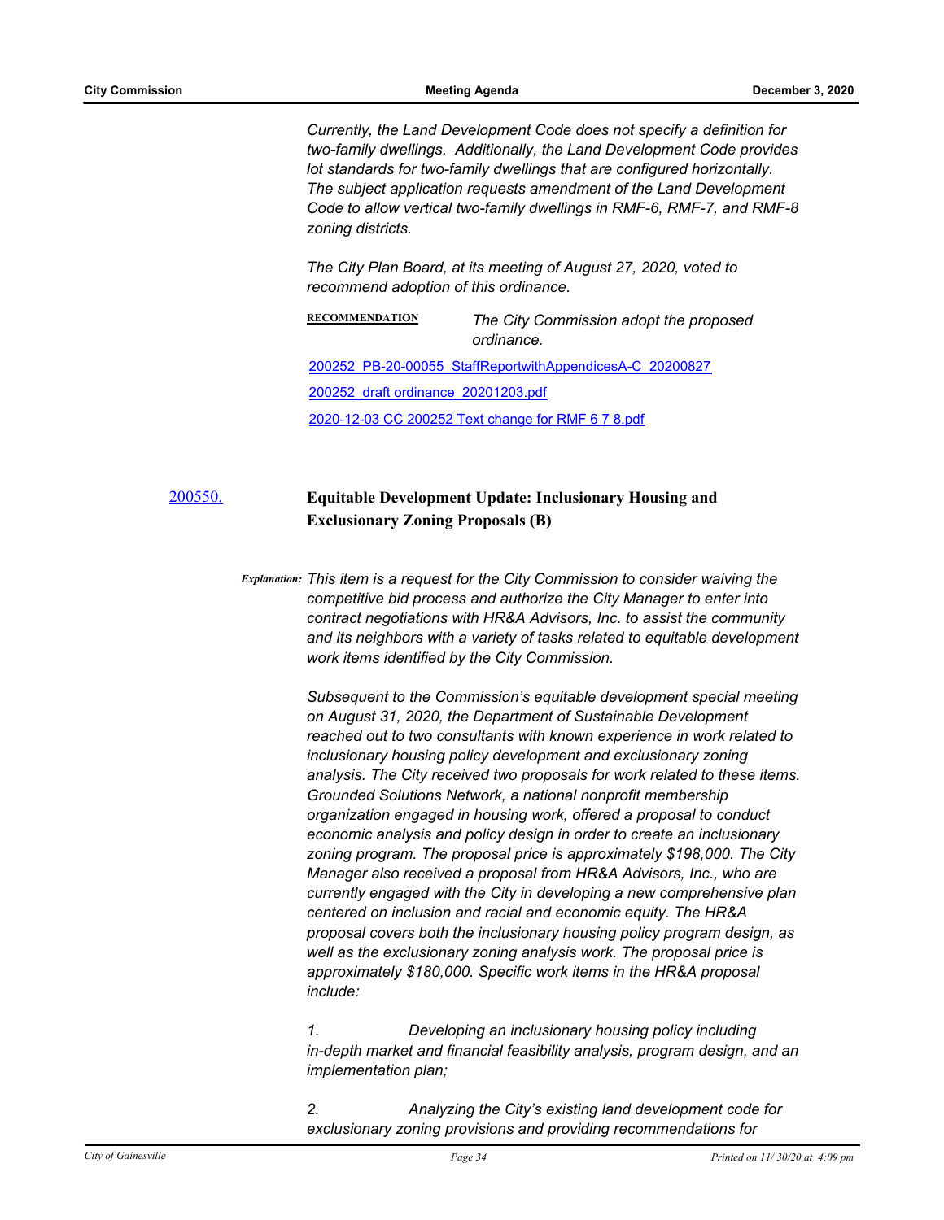*Currently, the Land Development Code does not specify a definition for two-family dwellings. Additionally, the Land Development Code provides lot standards for two-family dwellings that are configured horizontally. The subject application requests amendment of the Land Development Code to allow vertical two-family dwellings in RMF-6, RMF-7, and RMF-8 zoning districts.*

*The City Plan Board, at its meeting of August 27, 2020, voted to recommend adoption of this ordinance.*

**RECOMMENDATION** *The City Commission adopt the proposed ordinance.*

200252_PB-20-00055_StaffReportwithAppendicesA-C_20200827

200252_draft ordinance_20201203.pdf

2020-12-03 CC 200252 Text change for RMF 6 7 8.pdf

200550. **Equitable Development Update: Inclusionary Housing and Exclusionary Zoning Proposals (B)**

*Explanation:* *This item is a request for the City Commission to consider waiving the competitive bid process and authorize the City Manager to enter into contract negotiations with HR&A Advisors, Inc. to assist the community and its neighbors with a variety of tasks related to equitable development work items identified by the City Commission.*

*Subsequent to the Commission's equitable development special meeting on August 31, 2020, the Department of Sustainable Development reached out to two consultants with known experience in work related to inclusionary housing policy development and exclusionary zoning analysis. The City received two proposals for work related to these items. Grounded Solutions Network, a national nonprofit membership organization engaged in housing work, offered a proposal to conduct economic analysis and policy design in order to create an inclusionary zoning program. The proposal price is approximately $198,000. The City Manager also received a proposal from HR&A Advisors, Inc., who are currently engaged with the City in developing a new comprehensive plan centered on inclusion and racial and economic equity. The HR&A proposal covers both the inclusionary housing policy program design, as well as the exclusionary zoning analysis work. The proposal price is approximately $180,000. Specific work items in the HR&A proposal include:*

*1. Developing an inclusionary housing policy including in-depth market and financial feasibility analysis, program design, and an implementation plan;*

*2. Analyzing the City's existing land development code for exclusionary zoning provisions and providing recommendations for*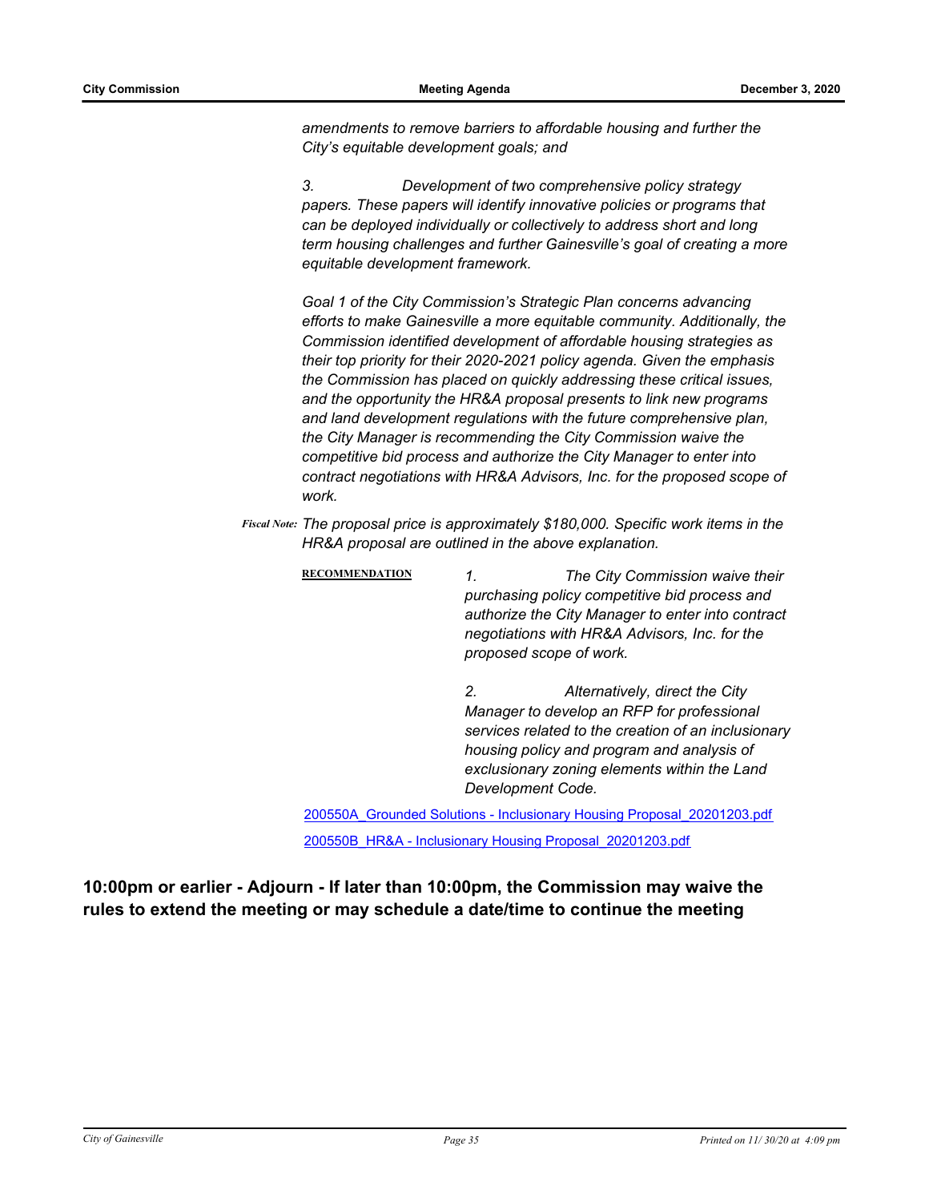*amendments to remove barriers to affordable housing and further the City's equitable development goals; and*

*3. Development of two comprehensive policy strategy papers. These papers will identify innovative policies or programs that can be deployed individually or collectively to address short and long term housing challenges and further Gainesville's goal of creating a more equitable development framework.*

*Goal 1 of the City Commission's Strategic Plan concerns advancing efforts to make Gainesville a more equitable community. Additionally, the Commission identified development of affordable housing strategies as their top priority for their 2020-2021 policy agenda. Given the emphasis the Commission has placed on quickly addressing these critical issues, and the opportunity the HR&A proposal presents to link new programs and land development regulations with the future comprehensive plan, the City Manager is recommending the City Commission waive the competitive bid process and authorize the City Manager to enter into contract negotiations with HR&A Advisors, Inc. for the proposed scope of work.*

*Fiscal Note:* *The proposal price is approximately $180,000. Specific work items in the HR&A proposal are outlined in the above explanation.*

**RECOMMENDATION**

*1. The City Commission waive their purchasing policy competitive bid process and authorize the City Manager to enter into contract negotiations with HR&A Advisors, Inc. for the proposed scope of work.*

*2. Alternatively, direct the City Manager to develop an RFP for professional services related to the creation of an inclusionary housing policy and program and analysis of exclusionary zoning elements within the Land Development Code.*

200550A_Grounded Solutions - Inclusionary Housing Proposal_20201203.pdf

200550B_HR&A - Inclusionary Housing Proposal_20201203.pdf

**10:00pm or earlier - Adjourn - If later than 10:00pm, the Commission may waive the rules to extend the meeting or may schedule a date/time to continue the meeting**